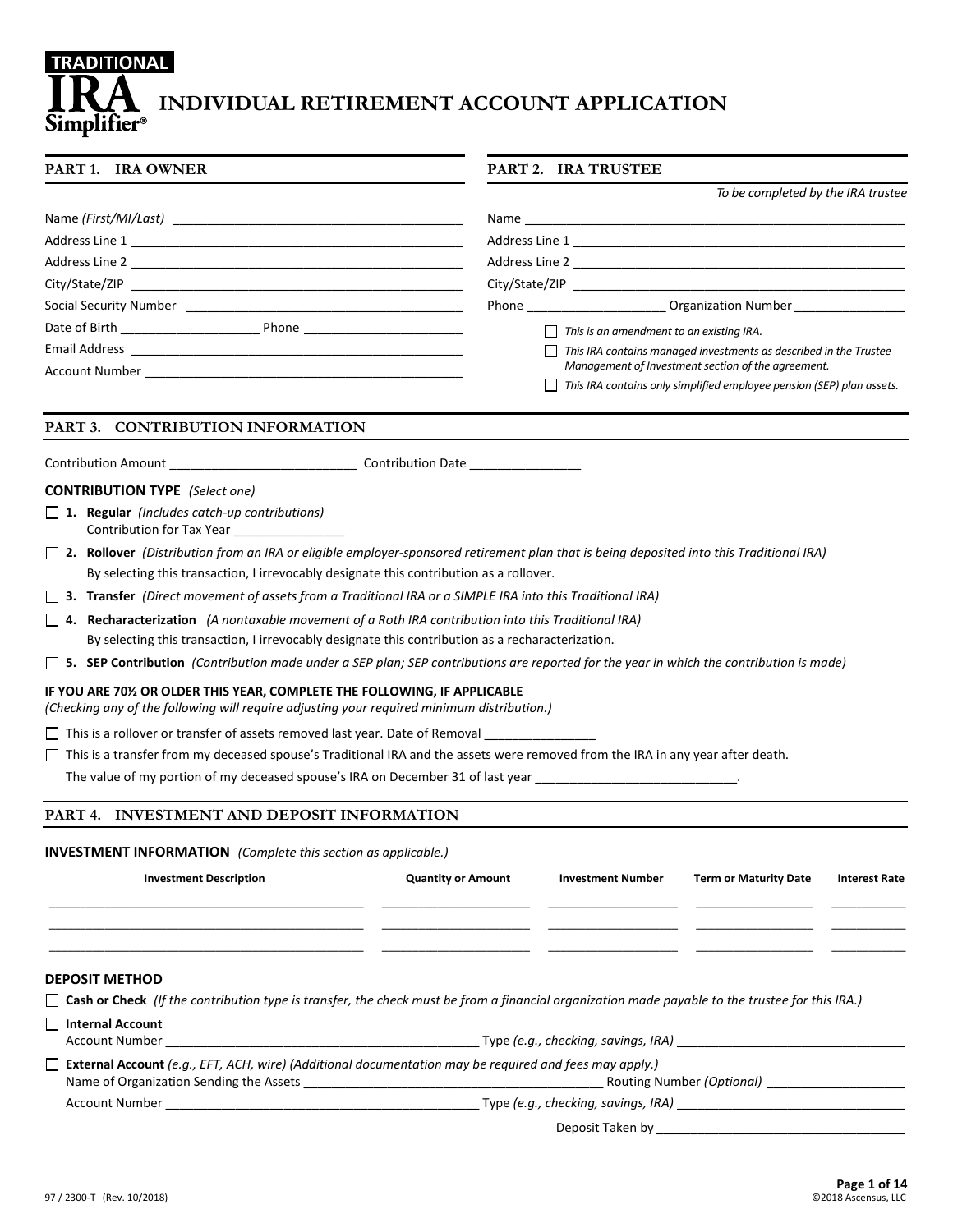**TRADITIONAL IRA Simplifier®**

# INDIVIDUAL RETIREMENT ACCOUNT APPLICATION

## PART 1. IRA OWNER

Name *(First/MI/Last)* ___________________________________________

Address Line 1 _______________________________________________

Address Line 2 _______________________________________________

City/State/ZIP _______________________________________________

Social Security Number ________________________________________

Date of Birth ___________________ Phone _______________________

Email Address ________________________________________________

Account Number ______________________________________________

## PART 2. IRA TRUSTEE

*To be completed by the IRA trustee*

Name _______________________________________________________

Address Line 1 _______________________________________________

Address Line 2 _______________________________________________

City/State/ZIP _______________________________________________

Phone ____________________ Organization Number ________________

☐ *This is an amendment to an existing IRA.*

☐ *This IRA contains managed investments as described in the Trustee Management of Investment section of the agreement.*

☐ *This IRA contains only simplified employee pension (SEP) plan assets.*

## PART 3. CONTRIBUTION INFORMATION

Contribution Amount ___________________________ Contribution Date _______________

**CONTRIBUTION TYPE** *(Select one)*

☐ **1. Regular** *(Includes catch-up contributions)*
Contribution for Tax Year _______________

☐ **2. Rollover** *(Distribution from an IRA or eligible employer-sponsored retirement plan that is being deposited into this Traditional IRA)*
By selecting this transaction, I irrevocably designate this contribution as a rollover.

☐ **3. Transfer** *(Direct movement of assets from a Traditional IRA or a SIMPLE IRA into this Traditional IRA)*

☐ **4. Recharacterization** *(A nontaxable movement of a Roth IRA contribution into this Traditional IRA)*
By selecting this transaction, I irrevocably designate this contribution as a recharacterization.

☐ **5. SEP Contribution** *(Contribution made under a SEP plan; SEP contributions are reported for the year in which the contribution is made)*

**IF YOU ARE 70½ OR OLDER THIS YEAR, COMPLETE THE FOLLOWING, IF APPLICABLE**
*(Checking any of the following will require adjusting your required minimum distribution.)*

☐ This is a rollover or transfer of assets removed last year. Date of Removal _______________

☐ This is a transfer from my deceased spouse's Traditional IRA and the assets were removed from the IRA in any year after death.
The value of my portion of my deceased spouse's IRA on December 31 of last year ____________________________.

## PART 4. INVESTMENT AND DEPOSIT INFORMATION

**INVESTMENT INFORMATION** *(Complete this section as applicable.)*

| Investment Description | Quantity or Amount | Investment Number | Term or Maturity Date | Interest Rate |
|---|---|---|---|---|
| | | | | |
| | | | | |
| | | | | |

**DEPOSIT METHOD**

☐ **Cash or Check** *(If the contribution type is transfer, the check must be from a financial organization made payable to the trustee for this IRA.)*

☐ **Internal Account**
Account Number ____________________________________________ Type *(e.g., checking, savings, IRA)* ________________________________

☐ **External Account** *(e.g., EFT, ACH, wire) (Additional documentation may be required and fees may apply.)*
Name of Organization Sending the Assets __________________________________________ Routing Number *(Optional)* ___________________

Account Number ____________________________________________ Type *(e.g., checking, savings, IRA)* ________________________________

Deposit Taken by __________________________________

97 / 2300-T (Rev. 10/2018)

©2018 Ascensus, LLC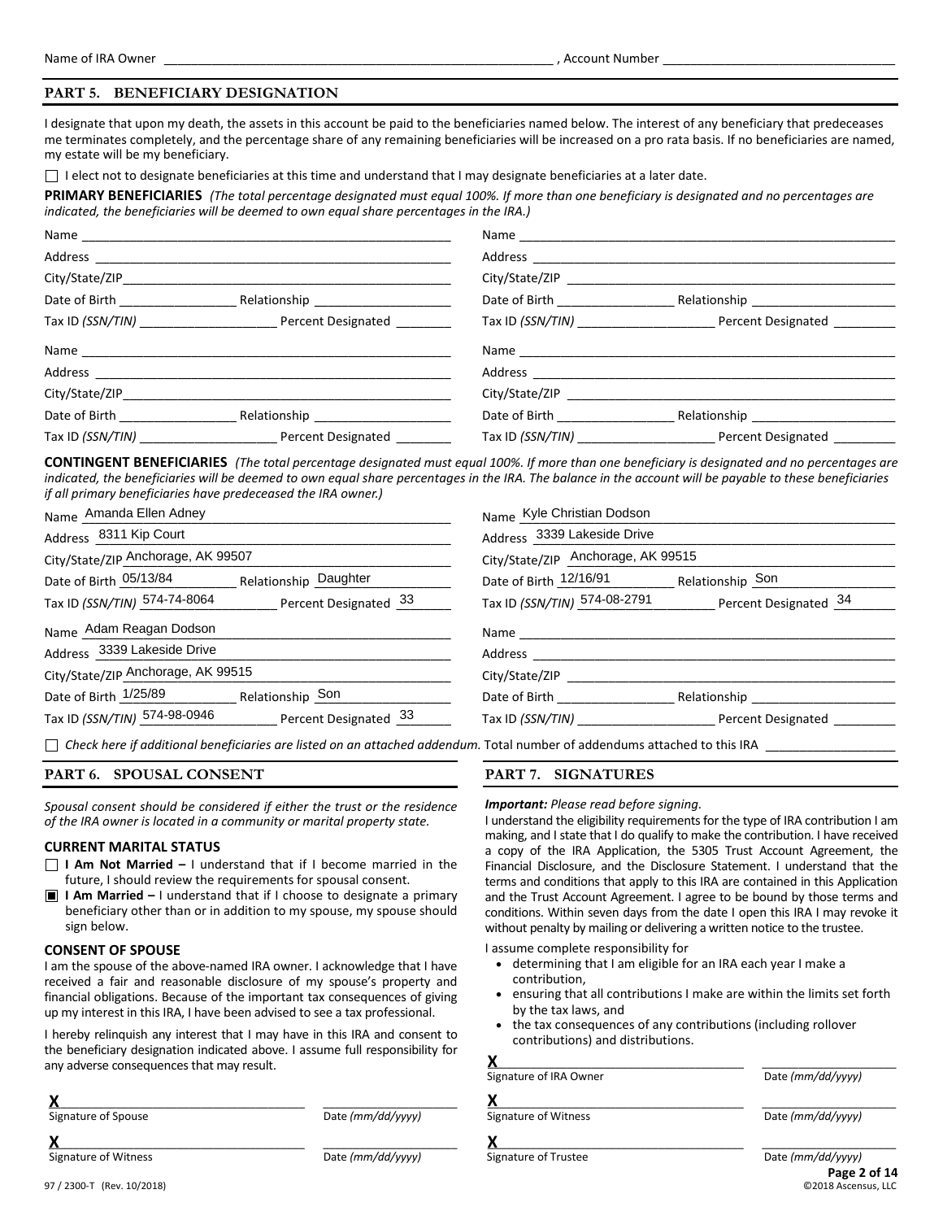Name of IRA Owner ______________________________________________, Account Number ______________________________

## PART 5. BENEFICIARY DESIGNATION

I designate that upon my death, the assets in this account be paid to the beneficiaries named below. The interest of any beneficiary that predeceases me terminates completely, and the percentage share of any remaining beneficiaries will be increased on a pro rata basis. If no beneficiaries are named, my estate will be my beneficiary.

☐ I elect not to designate beneficiaries at this time and understand that I may designate beneficiaries at a later date.

**PRIMARY BENEFICIARIES** *(The total percentage designated must equal 100%. If more than one beneficiary is designated and no percentages are indicated, the beneficiaries will be deemed to own equal share percentages in the IRA.)*

Name ______________________________________________

Address ______________________________________________

City/State/ZIP ______________________________________________

Date of Birth ______________ Relationship ______________

Tax ID *(SSN/TIN)* ______________ Percent Designated ________

Name ______________________________________________

Address ______________________________________________

City/State/ZIP ______________________________________________

Date of Birth ______________ Relationship ______________

Tax ID *(SSN/TIN)* ______________ Percent Designated ________

Name ______________________________________________

Address ______________________________________________

City/State/ZIP ______________________________________________

Date of Birth ______________ Relationship ______________

Tax ID *(SSN/TIN)* ______________ Percent Designated ________

Name ______________________________________________

Address ______________________________________________

City/State/ZIP ______________________________________________

Date of Birth ______________ Relationship ______________

Tax ID *(SSN/TIN)* ______________ Percent Designated ________

**CONTINGENT BENEFICIARIES** *(The total percentage designated must equal 100%. If more than one beneficiary is designated and no percentages are indicated, the beneficiaries will be deemed to own equal share percentages in the IRA. The balance in the account will be payable to these beneficiaries if all primary beneficiaries have predeceased the IRA owner.)*

Name Amanda Ellen Adney

Address 8311 Kip Court

City/State/ZIP Anchorage, AK 99507

Date of Birth 05/13/84 Relationship Daughter

Tax ID *(SSN/TIN)* 574-74-8064 Percent Designated 33

Name Kyle Christian Dodson

Address 3339 Lakeside Drive

City/State/ZIP Anchorage, AK 99515

Date of Birth 12/16/91 Relationship Son

Tax ID *(SSN/TIN)* 574-08-2791 Percent Designated 34

Name Adam Reagan Dodson

Address 3339 Lakeside Drive

City/State/ZIP Anchorage, AK 99515

Date of Birth 1/25/89 Relationship Son

Tax ID *(SSN/TIN)* 574-98-0946 Percent Designated 33

Name ______________________________________________

Address ______________________________________________

City/State/ZIP ______________________________________________

Date of Birth ______________ Relationship ______________

Tax ID *(SSN/TIN)* ______________ Percent Designated ________

☐ *Check here if additional beneficiaries are listed on an attached addendum.* Total number of addendums attached to this IRA ____________

## PART 6. SPOUSAL CONSENT

*Spousal consent should be considered if either the trust or the residence of the IRA owner is located in a community or marital property state.*

### CURRENT MARITAL STATUS

☐ **I Am Not Married –** I understand that if I become married in the future, I should review the requirements for spousal consent.

☒ **I Am Married –** I understand that if I choose to designate a primary beneficiary other than or in addition to my spouse, my spouse should sign below.

### CONSENT OF SPOUSE

I am the spouse of the above-named IRA owner. I acknowledge that I have received a fair and reasonable disclosure of my spouse's property and financial obligations. Because of the important tax consequences of giving up my interest in this IRA, I have been advised to see a tax professional.

I hereby relinquish any interest that I may have in this IRA and consent to the beneficiary designation indicated above. I assume full responsibility for any adverse consequences that may result.

**X** ______________________________ ______________
Signature of Spouse Date *(mm/dd/yyyy)*

**X** ______________________________ ______________
Signature of Witness Date *(mm/dd/yyyy)*

## PART 7. SIGNATURES

***Important:*** *Please read before signing.*

I understand the eligibility requirements for the type of IRA contribution I am making, and I state that I do qualify to make the contribution. I have received a copy of the IRA Application, the 5305 Trust Account Agreement, the Financial Disclosure, and the Disclosure Statement. I understand that the terms and conditions that apply to this IRA are contained in this Application and the Trust Account Agreement. I agree to be bound by those terms and conditions. Within seven days from the date I open this IRA I may revoke it without penalty by mailing or delivering a written notice to the trustee.

I assume complete responsibility for

- determining that I am eligible for an IRA each year I make a contribution,
- ensuring that all contributions I make are within the limits set forth by the tax laws, and
- the tax consequences of any contributions (including rollover contributions) and distributions.

**X** ______________________________ ______________
Signature of IRA Owner Date *(mm/dd/yyyy)*

**X** ______________________________ ______________
Signature of Witness Date *(mm/dd/yyyy)*

**X** ______________________________ ______________
Signature of Trustee Date *(mm/dd/yyyy)*

97 / 2300-T (Rev. 10/2018) ©2018 Ascensus, LLC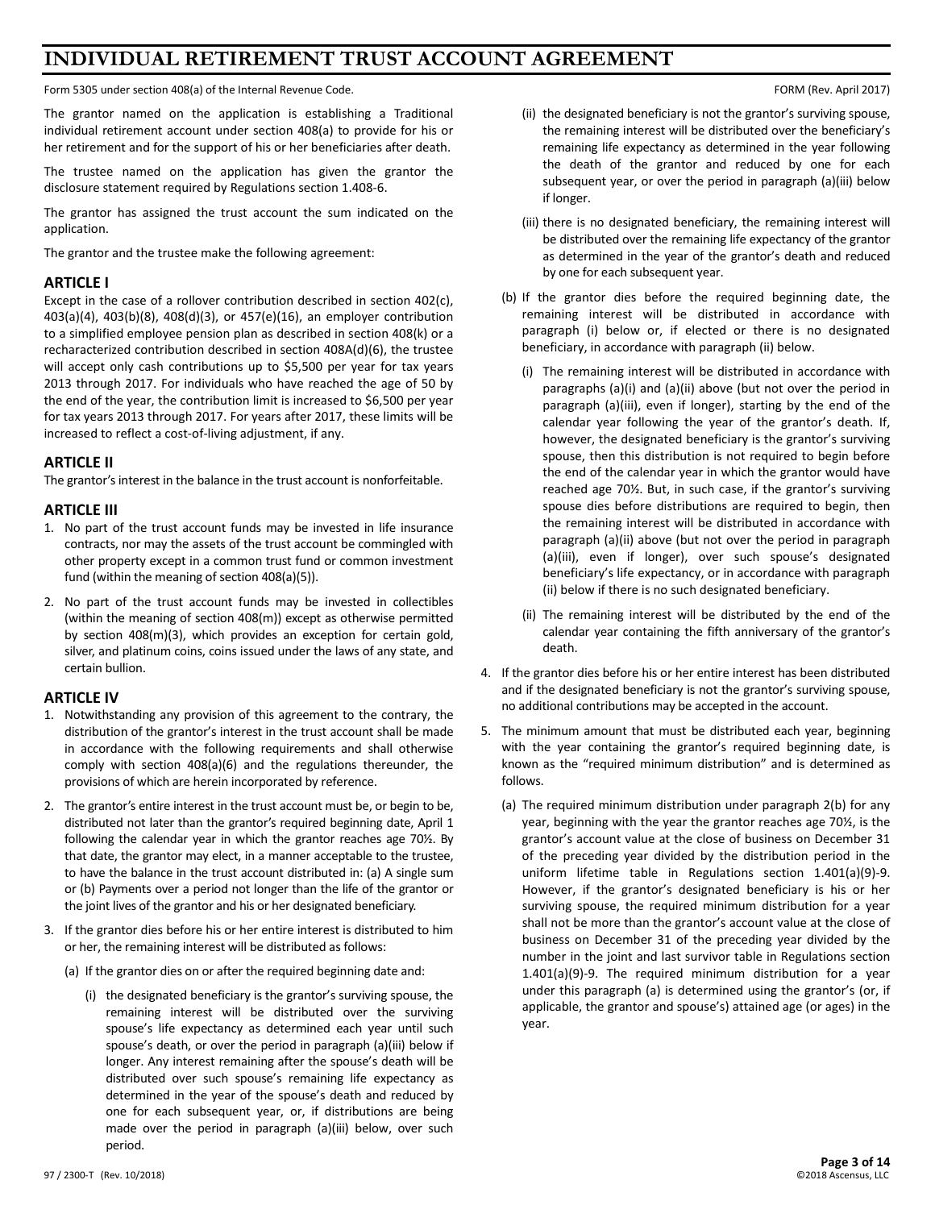# INDIVIDUAL RETIREMENT TRUST ACCOUNT AGREEMENT

Form 5305 under section 408(a) of the Internal Revenue Code. FORM (Rev. April 2017)

The grantor named on the application is establishing a Traditional individual retirement account under section 408(a) to provide for his or her retirement and for the support of his or her beneficiaries after death.

The trustee named on the application has given the grantor the disclosure statement required by Regulations section 1.408-6.

The grantor has assigned the trust account the sum indicated on the application.

The grantor and the trustee make the following agreement:

## ARTICLE I

Except in the case of a rollover contribution described in section 402(c), 403(a)(4), 403(b)(8), 408(d)(3), or 457(e)(16), an employer contribution to a simplified employee pension plan as described in section 408(k) or a recharacterized contribution described in section 408A(d)(6), the trustee will accept only cash contributions up to $5,500 per year for tax years 2013 through 2017. For individuals who have reached the age of 50 by the end of the year, the contribution limit is increased to $6,500 per year for tax years 2013 through 2017. For years after 2017, these limits will be increased to reflect a cost-of-living adjustment, if any.

## ARTICLE II

The grantor's interest in the balance in the trust account is nonforfeitable.

## ARTICLE III

1. No part of the trust account funds may be invested in life insurance contracts, nor may the assets of the trust account be commingled with other property except in a common trust fund or common investment fund (within the meaning of section 408(a)(5)).
2. No part of the trust account funds may be invested in collectibles (within the meaning of section 408(m)) except as otherwise permitted by section 408(m)(3), which provides an exception for certain gold, silver, and platinum coins, coins issued under the laws of any state, and certain bullion.

## ARTICLE IV

1. Notwithstanding any provision of this agreement to the contrary, the distribution of the grantor's interest in the trust account shall be made in accordance with the following requirements and shall otherwise comply with section 408(a)(6) and the regulations thereunder, the provisions of which are herein incorporated by reference.
2. The grantor's entire interest in the trust account must be, or begin to be, distributed not later than the grantor's required beginning date, April 1 following the calendar year in which the grantor reaches age 70½. By that date, the grantor may elect, in a manner acceptable to the trustee, to have the balance in the trust account distributed in: (a) A single sum or (b) Payments over a period not longer than the life of the grantor or the joint lives of the grantor and his or her designated beneficiary.
3. If the grantor dies before his or her entire interest is distributed to him or her, the remaining interest will be distributed as follows:
   - (a) If the grantor dies on or after the required beginning date and:
     - (i) the designated beneficiary is the grantor's surviving spouse, the remaining interest will be distributed over the surviving spouse's life expectancy as determined each year until such spouse's death, or over the period in paragraph (a)(iii) below if longer. Any interest remaining after the spouse's death will be distributed over such spouse's remaining life expectancy as determined in the year of the spouse's death and reduced by one for each subsequent year, or, if distributions are being made over the period in paragraph (a)(iii) below, over such period.
     - (ii) the designated beneficiary is not the grantor's surviving spouse, the remaining interest will be distributed over the beneficiary's remaining life expectancy as determined in the year following the death of the grantor and reduced by one for each subsequent year, or over the period in paragraph (a)(iii) below if longer.
     - (iii) there is no designated beneficiary, the remaining interest will be distributed over the remaining life expectancy of the grantor as determined in the year of the grantor's death and reduced by one for each subsequent year.
   - (b) If the grantor dies before the required beginning date, the remaining interest will be distributed in accordance with paragraph (i) below or, if elected or there is no designated beneficiary, in accordance with paragraph (ii) below.
     - (i) The remaining interest will be distributed in accordance with paragraphs (a)(i) and (a)(ii) above (but not over the period in paragraph (a)(iii), even if longer), starting by the end of the calendar year following the year of the grantor's death. If, however, the designated beneficiary is the grantor's surviving spouse, then this distribution is not required to begin before the end of the calendar year in which the grantor would have reached age 70½. But, in such case, if the grantor's surviving spouse dies before distributions are required to begin, then the remaining interest will be distributed in accordance with paragraph (a)(ii) above (but not over the period in paragraph (a)(iii), even if longer), over such spouse's designated beneficiary's life expectancy, or in accordance with paragraph (ii) below if there is no such designated beneficiary.
     - (ii) The remaining interest will be distributed by the end of the calendar year containing the fifth anniversary of the grantor's death.
4. If the grantor dies before his or her entire interest has been distributed and if the designated beneficiary is not the grantor's surviving spouse, no additional contributions may be accepted in the account.
5. The minimum amount that must be distributed each year, beginning with the year containing the grantor's required beginning date, is known as the "required minimum distribution" and is determined as follows.
   - (a) The required minimum distribution under paragraph 2(b) for any year, beginning with the year the grantor reaches age 70½, is the grantor's account value at the close of business on December 31 of the preceding year divided by the distribution period in the uniform lifetime table in Regulations section 1.401(a)(9)-9. However, if the grantor's designated beneficiary is his or her surviving spouse, the required minimum distribution for a year shall not be more than the grantor's account value at the close of business on December 31 of the preceding year divided by the number in the joint and last survivor table in Regulations section 1.401(a)(9)-9. The required minimum distribution for a year under this paragraph (a) is determined using the grantor's (or, if applicable, the grantor and spouse's) attained age (or ages) in the year.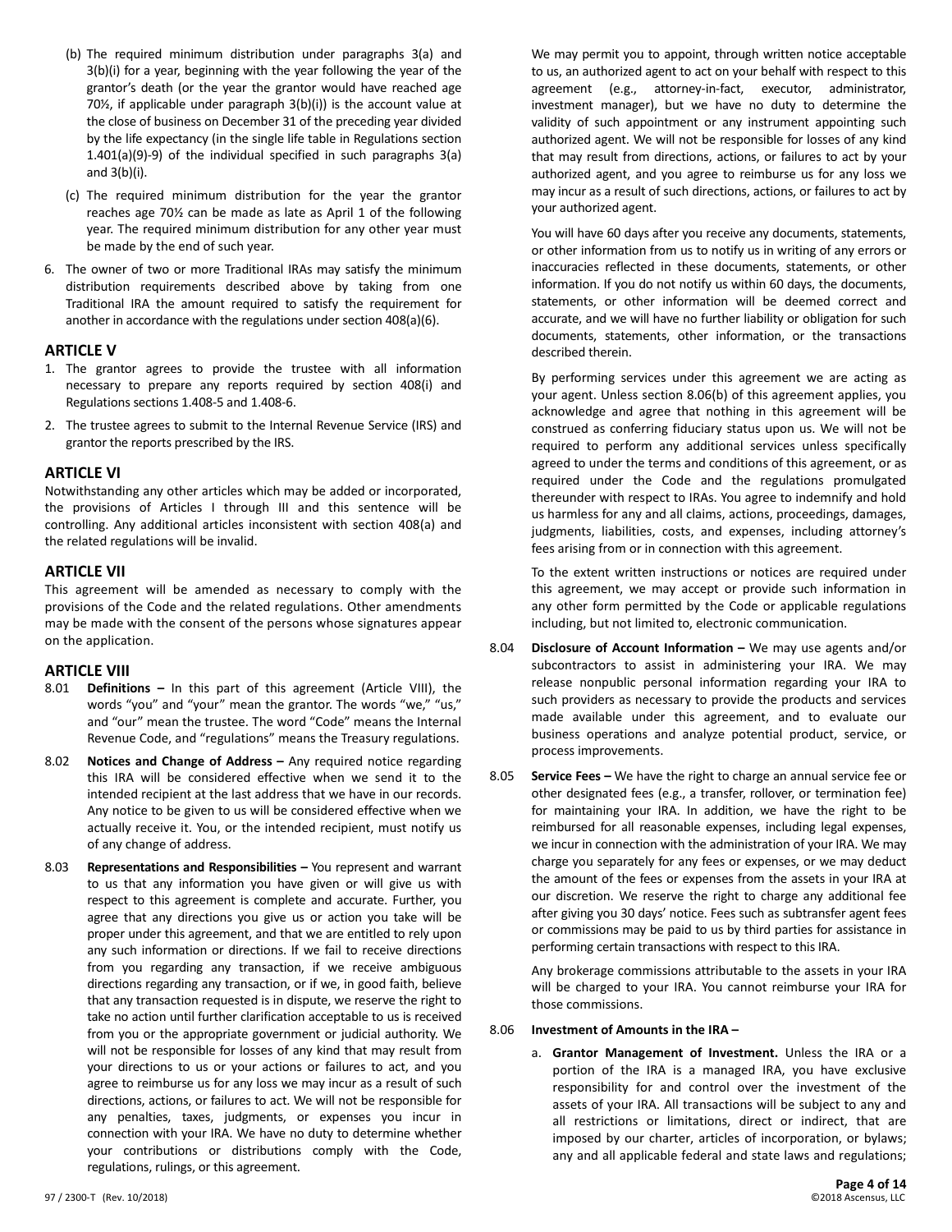(b) The required minimum distribution under paragraphs 3(a) and 3(b)(i) for a year, beginning with the year following the year of the grantor's death (or the year the grantor would have reached age 70½, if applicable under paragraph 3(b)(i)) is the account value at the close of business on December 31 of the preceding year divided by the life expectancy (in the single life table in Regulations section 1.401(a)(9)-9) of the individual specified in such paragraphs 3(a) and 3(b)(i).

(c) The required minimum distribution for the year the grantor reaches age 70½ can be made as late as April 1 of the following year. The required minimum distribution for any other year must be made by the end of such year.

6. The owner of two or more Traditional IRAs may satisfy the minimum distribution requirements described above by taking from one Traditional IRA the amount required to satisfy the requirement for another in accordance with the regulations under section 408(a)(6).

## ARTICLE V

1. The grantor agrees to provide the trustee with all information necessary to prepare any reports required by section 408(i) and Regulations sections 1.408-5 and 1.408-6.
2. The trustee agrees to submit to the Internal Revenue Service (IRS) and grantor the reports prescribed by the IRS.

## ARTICLE VI

Notwithstanding any other articles which may be added or incorporated, the provisions of Articles I through III and this sentence will be controlling. Any additional articles inconsistent with section 408(a) and the related regulations will be invalid.

## ARTICLE VII

This agreement will be amended as necessary to comply with the provisions of the Code and the related regulations. Other amendments may be made with the consent of the persons whose signatures appear on the application.

## ARTICLE VIII

8.01 **Definitions –** In this part of this agreement (Article VIII), the words "you" and "your" mean the grantor. The words "we," "us," and "our" mean the trustee. The word "Code" means the Internal Revenue Code, and "regulations" means the Treasury regulations.

8.02 **Notices and Change of Address –** Any required notice regarding this IRA will be considered effective when we send it to the intended recipient at the last address that we have in our records. Any notice to be given to us will be considered effective when we actually receive it. You, or the intended recipient, must notify us of any change of address.

8.03 **Representations and Responsibilities –** You represent and warrant to us that any information you have given or will give us with respect to this agreement is complete and accurate. Further, you agree that any directions you give us or action you take will be proper under this agreement, and that we are entitled to rely upon any such information or directions. If we fail to receive directions from you regarding any transaction, if we receive ambiguous directions regarding any transaction, or if we, in good faith, believe that any transaction requested is in dispute, we reserve the right to take no action until further clarification acceptable to us is received from you or the appropriate government or judicial authority. We will not be responsible for losses of any kind that may result from your directions to us or your actions or failures to act, and you agree to reimburse us for any loss we may incur as a result of such directions, actions, or failures to act. We will not be responsible for any penalties, taxes, judgments, or expenses you incur in connection with your IRA. We have no duty to determine whether your contributions or distributions comply with the Code, regulations, rulings, or this agreement.

We may permit you to appoint, through written notice acceptable to us, an authorized agent to act on your behalf with respect to this agreement (e.g., attorney-in-fact, executor, administrator, investment manager), but we have no duty to determine the validity of such appointment or any instrument appointing such authorized agent. We will not be responsible for losses of any kind that may result from directions, actions, or failures to act by your authorized agent, and you agree to reimburse us for any loss we may incur as a result of such directions, actions, or failures to act by your authorized agent.

You will have 60 days after you receive any documents, statements, or other information from us to notify us in writing of any errors or inaccuracies reflected in these documents, statements, or other information. If you do not notify us within 60 days, the documents, statements, or other information will be deemed correct and accurate, and we will have no further liability or obligation for such documents, statements, other information, or the transactions described therein.

By performing services under this agreement we are acting as your agent. Unless section 8.06(b) of this agreement applies, you acknowledge and agree that nothing in this agreement will be construed as conferring fiduciary status upon us. We will not be required to perform any additional services unless specifically agreed to under the terms and conditions of this agreement, or as required under the Code and the regulations promulgated thereunder with respect to IRAs. You agree to indemnify and hold us harmless for any and all claims, actions, proceedings, damages, judgments, liabilities, costs, and expenses, including attorney's fees arising from or in connection with this agreement.

To the extent written instructions or notices are required under this agreement, we may accept or provide such information in any other form permitted by the Code or applicable regulations including, but not limited to, electronic communication.

8.04 **Disclosure of Account Information –** We may use agents and/or subcontractors to assist in administering your IRA. We may release nonpublic personal information regarding your IRA to such providers as necessary to provide the products and services made available under this agreement, and to evaluate our business operations and analyze potential product, service, or process improvements.

8.05 **Service Fees –** We have the right to charge an annual service fee or other designated fees (e.g., a transfer, rollover, or termination fee) for maintaining your IRA. In addition, we have the right to be reimbursed for all reasonable expenses, including legal expenses, we incur in connection with the administration of your IRA. We may charge you separately for any fees or expenses, or we may deduct the amount of the fees or expenses from the assets in your IRA at our discretion. We reserve the right to charge any additional fee after giving you 30 days' notice. Fees such as subtransfer agent fees or commissions may be paid to us by third parties for assistance in performing certain transactions with respect to this IRA.

Any brokerage commissions attributable to the assets in your IRA will be charged to your IRA. You cannot reimburse your IRA for those commissions.

8.06 **Investment of Amounts in the IRA –**

a. **Grantor Management of Investment.** Unless the IRA or a portion of the IRA is a managed IRA, you have exclusive responsibility for and control over the investment of the assets of your IRA. All transactions will be subject to any and all restrictions or limitations, direct or indirect, that are imposed by our charter, articles of incorporation, or bylaws; any and all applicable federal and state laws and regulations;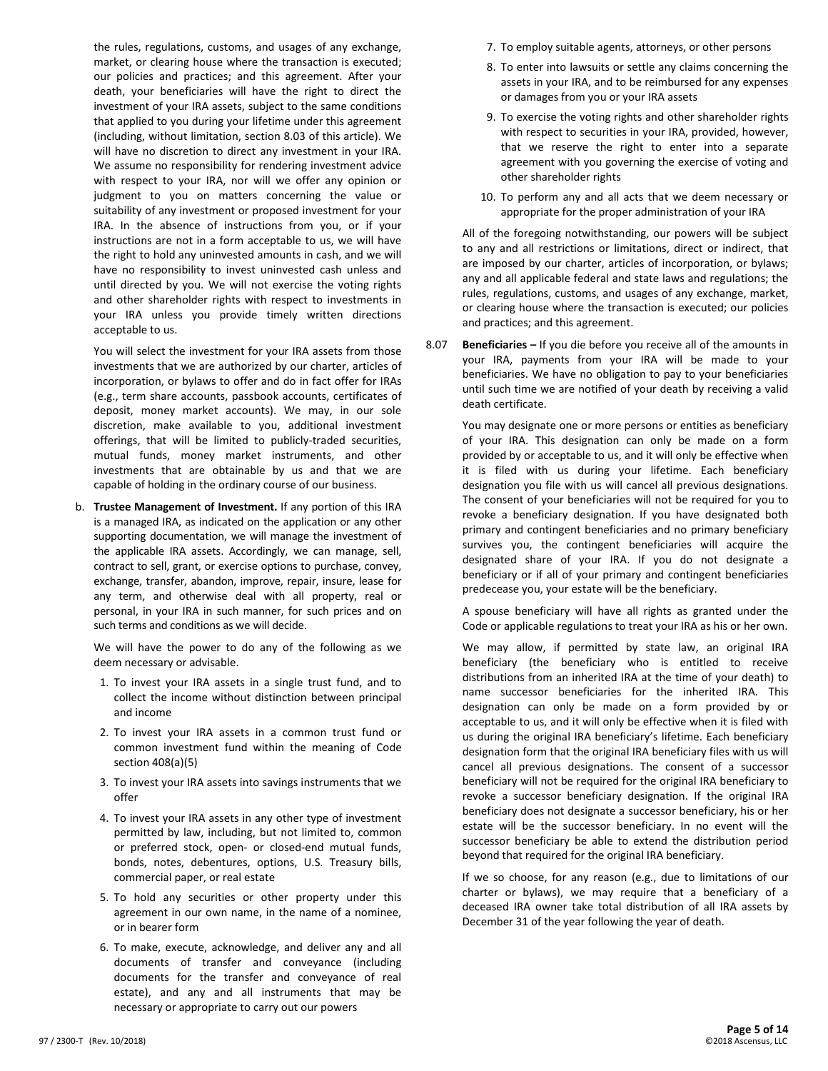the rules, regulations, customs, and usages of any exchange, market, or clearing house where the transaction is executed; our policies and practices; and this agreement. After your death, your beneficiaries will have the right to direct the investment of your IRA assets, subject to the same conditions that applied to you during your lifetime under this agreement (including, without limitation, section 8.03 of this article). We will have no discretion to direct any investment in your IRA. We assume no responsibility for rendering investment advice with respect to your IRA, nor will we offer any opinion or judgment to you on matters concerning the value or suitability of any investment or proposed investment for your IRA. In the absence of instructions from you, or if your instructions are not in a form acceptable to us, we will have the right to hold any uninvested amounts in cash, and we will have no responsibility to invest uninvested cash unless and until directed by you. We will not exercise the voting rights and other shareholder rights with respect to investments in your IRA unless you provide timely written directions acceptable to us.

You will select the investment for your IRA assets from those investments that we are authorized by our charter, articles of incorporation, or bylaws to offer and do in fact offer for IRAs (e.g., term share accounts, passbook accounts, certificates of deposit, money market accounts). We may, in our sole discretion, make available to you, additional investment offerings, that will be limited to publicly-traded securities, mutual funds, money market instruments, and other investments that are obtainable by us and that we are capable of holding in the ordinary course of our business.

b. **Trustee Management of Investment.** If any portion of this IRA is a managed IRA, as indicated on the application or any other supporting documentation, we will manage the investment of the applicable IRA assets. Accordingly, we can manage, sell, contract to sell, grant, or exercise options to purchase, convey, exchange, transfer, abandon, improve, repair, insure, lease for any term, and otherwise deal with all property, real or personal, in your IRA in such manner, for such prices and on such terms and conditions as we will decide.

We will have the power to do any of the following as we deem necessary or advisable.

1. To invest your IRA assets in a single trust fund, and to collect the income without distinction between principal and income
2. To invest your IRA assets in a common trust fund or common investment fund within the meaning of Code section 408(a)(5)
3. To invest your IRA assets into savings instruments that we offer
4. To invest your IRA assets in any other type of investment permitted by law, including, but not limited to, common or preferred stock, open- or closed-end mutual funds, bonds, notes, debentures, options, U.S. Treasury bills, commercial paper, or real estate
5. To hold any securities or other property under this agreement in our own name, in the name of a nominee, or in bearer form
6. To make, execute, acknowledge, and deliver any and all documents of transfer and conveyance (including documents for the transfer and conveyance of real estate), and any and all instruments that may be necessary or appropriate to carry out our powers
7. To employ suitable agents, attorneys, or other persons
8. To enter into lawsuits or settle any claims concerning the assets in your IRA, and to be reimbursed for any expenses or damages from you or your IRA assets
9. To exercise the voting rights and other shareholder rights with respect to securities in your IRA, provided, however, that we reserve the right to enter into a separate agreement with you governing the exercise of voting and other shareholder rights
10. To perform any and all acts that we deem necessary or appropriate for the proper administration of your IRA

All of the foregoing notwithstanding, our powers will be subject to any and all restrictions or limitations, direct or indirect, that are imposed by our charter, articles of incorporation, or bylaws; any and all applicable federal and state laws and regulations; the rules, regulations, customs, and usages of any exchange, market, or clearing house where the transaction is executed; our policies and practices; and this agreement.

8.07 **Beneficiaries –** If you die before you receive all of the amounts in your IRA, payments from your IRA will be made to your beneficiaries. We have no obligation to pay to your beneficiaries until such time we are notified of your death by receiving a valid death certificate.

You may designate one or more persons or entities as beneficiary of your IRA. This designation can only be made on a form provided by or acceptable to us, and it will only be effective when it is filed with us during your lifetime. Each beneficiary designation you file with us will cancel all previous designations. The consent of your beneficiaries will not be required for you to revoke a beneficiary designation. If you have designated both primary and contingent beneficiaries and no primary beneficiary survives you, the contingent beneficiaries will acquire the designated share of your IRA. If you do not designate a beneficiary or if all of your primary and contingent beneficiaries predecease you, your estate will be the beneficiary.

A spouse beneficiary will have all rights as granted under the Code or applicable regulations to treat your IRA as his or her own.

We may allow, if permitted by state law, an original IRA beneficiary (the beneficiary who is entitled to receive distributions from an inherited IRA at the time of your death) to name successor beneficiaries for the inherited IRA. This designation can only be made on a form provided by or acceptable to us, and it will only be effective when it is filed with us during the original IRA beneficiary's lifetime. Each beneficiary designation form that the original IRA beneficiary files with us will cancel all previous designations. The consent of a successor beneficiary will not be required for the original IRA beneficiary to revoke a successor beneficiary designation. If the original IRA beneficiary does not designate a successor beneficiary, his or her estate will be the successor beneficiary. In no event will the successor beneficiary be able to extend the distribution period beyond that required for the original IRA beneficiary.

If we so choose, for any reason (e.g., due to limitations of our charter or bylaws), we may require that a beneficiary of a deceased IRA owner take total distribution of all IRA assets by December 31 of the year following the year of death.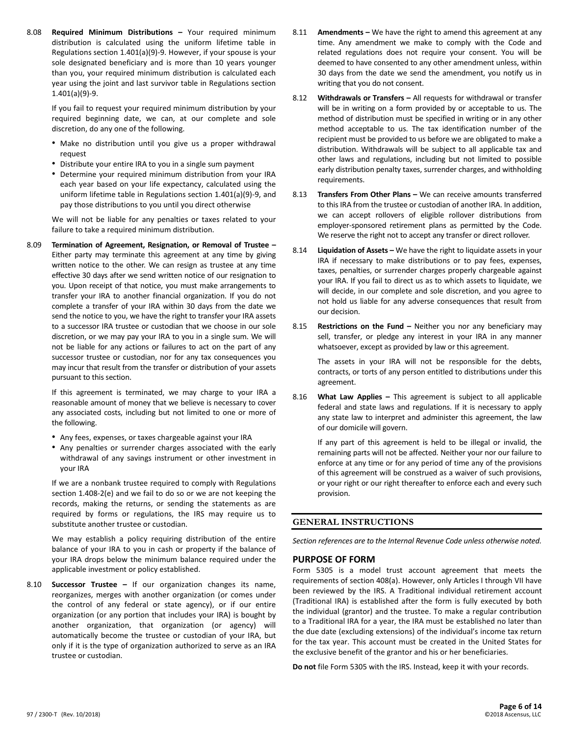8.08 **Required Minimum Distributions –** Your required minimum distribution is calculated using the uniform lifetime table in Regulations section 1.401(a)(9)-9. However, if your spouse is your sole designated beneficiary and is more than 10 years younger than you, your required minimum distribution is calculated each year using the joint and last survivor table in Regulations section 1.401(a)(9)-9.

If you fail to request your required minimum distribution by your required beginning date, we can, at our complete and sole discretion, do any one of the following.

- Make no distribution until you give us a proper withdrawal request
- Distribute your entire IRA to you in a single sum payment
- Determine your required minimum distribution from your IRA each year based on your life expectancy, calculated using the uniform lifetime table in Regulations section 1.401(a)(9)-9, and pay those distributions to you until you direct otherwise

We will not be liable for any penalties or taxes related to your failure to take a required minimum distribution.

8.09 **Termination of Agreement, Resignation, or Removal of Trustee –** Either party may terminate this agreement at any time by giving written notice to the other. We can resign as trustee at any time effective 30 days after we send written notice of our resignation to you. Upon receipt of that notice, you must make arrangements to transfer your IRA to another financial organization. If you do not complete a transfer of your IRA within 30 days from the date we send the notice to you, we have the right to transfer your IRA assets to a successor IRA trustee or custodian that we choose in our sole discretion, or we may pay your IRA to you in a single sum. We will not be liable for any actions or failures to act on the part of any successor trustee or custodian, nor for any tax consequences you may incur that result from the transfer or distribution of your assets pursuant to this section.

If this agreement is terminated, we may charge to your IRA a reasonable amount of money that we believe is necessary to cover any associated costs, including but not limited to one or more of the following.

- Any fees, expenses, or taxes chargeable against your IRA
- Any penalties or surrender charges associated with the early withdrawal of any savings instrument or other investment in your IRA

If we are a nonbank trustee required to comply with Regulations section 1.408-2(e) and we fail to do so or we are not keeping the records, making the returns, or sending the statements as are required by forms or regulations, the IRS may require us to substitute another trustee or custodian.

We may establish a policy requiring distribution of the entire balance of your IRA to you in cash or property if the balance of your IRA drops below the minimum balance required under the applicable investment or policy established.

8.10 **Successor Trustee –** If our organization changes its name, reorganizes, merges with another organization (or comes under the control of any federal or state agency), or if our entire organization (or any portion that includes your IRA) is bought by another organization, that organization (or agency) will automatically become the trustee or custodian of your IRA, but only if it is the type of organization authorized to serve as an IRA trustee or custodian.

8.11 **Amendments –** We have the right to amend this agreement at any time. Any amendment we make to comply with the Code and related regulations does not require your consent. You will be deemed to have consented to any other amendment unless, within 30 days from the date we send the amendment, you notify us in writing that you do not consent.

8.12 **Withdrawals or Transfers –** All requests for withdrawal or transfer will be in writing on a form provided by or acceptable to us. The method of distribution must be specified in writing or in any other method acceptable to us. The tax identification number of the recipient must be provided to us before we are obligated to make a distribution. Withdrawals will be subject to all applicable tax and other laws and regulations, including but not limited to possible early distribution penalty taxes, surrender charges, and withholding requirements.

8.13 **Transfers From Other Plans –** We can receive amounts transferred to this IRA from the trustee or custodian of another IRA. In addition, we can accept rollovers of eligible rollover distributions from employer-sponsored retirement plans as permitted by the Code. We reserve the right not to accept any transfer or direct rollover.

8.14 **Liquidation of Assets –** We have the right to liquidate assets in your IRA if necessary to make distributions or to pay fees, expenses, taxes, penalties, or surrender charges properly chargeable against your IRA. If you fail to direct us as to which assets to liquidate, we will decide, in our complete and sole discretion, and you agree to not hold us liable for any adverse consequences that result from our decision.

8.15 **Restrictions on the Fund –** Neither you nor any beneficiary may sell, transfer, or pledge any interest in your IRA in any manner whatsoever, except as provided by law or this agreement.

The assets in your IRA will not be responsible for the debts, contracts, or torts of any person entitled to distributions under this agreement.

8.16 **What Law Applies –** This agreement is subject to all applicable federal and state laws and regulations. If it is necessary to apply any state law to interpret and administer this agreement, the law of our domicile will govern.

If any part of this agreement is held to be illegal or invalid, the remaining parts will not be affected. Neither your nor our failure to enforce at any time or for any period of time any of the provisions of this agreement will be construed as a waiver of such provisions, or your right or our right thereafter to enforce each and every provision.

## GENERAL INSTRUCTIONS

*Section references are to the Internal Revenue Code unless otherwise noted.*

### PURPOSE OF FORM

Form 5305 is a model trust account agreement that meets the requirements of section 408(a). However, only Articles I through VII have been reviewed by the IRS. A Traditional individual retirement account (Traditional IRA) is established after the form is fully executed by both the individual (grantor) and the trustee. To make a regular contribution to a Traditional IRA for a year, the IRA must be established no later than the due date (excluding extensions) of the individual's income tax return for the tax year. This account must be created in the United States for the exclusive benefit of the grantor and his or her beneficiaries.

**Do not** file Form 5305 with the IRS. Instead, keep it with your records.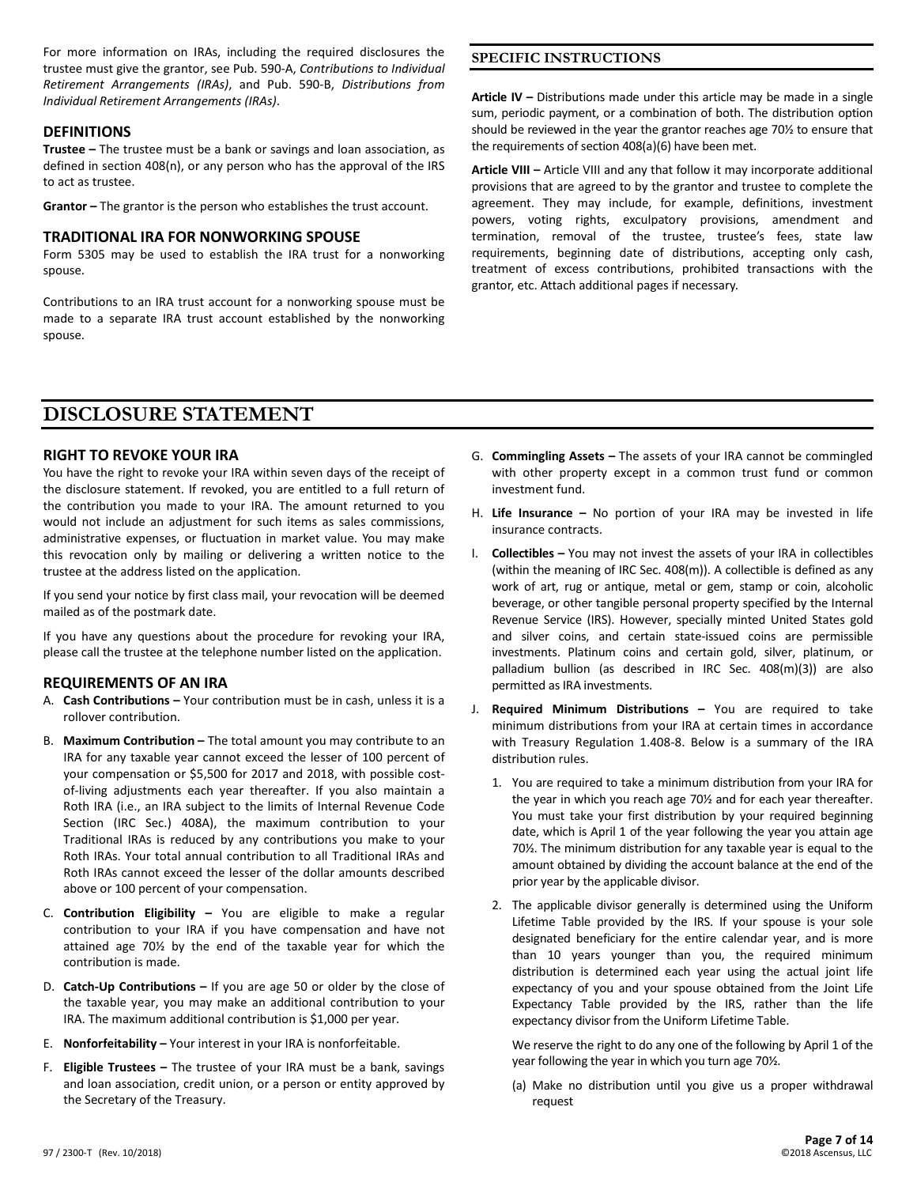For more information on IRAs, including the required disclosures the trustee must give the grantor, see Pub. 590-A, *Contributions to Individual Retirement Arrangements (IRAs)*, and Pub. 590-B, *Distributions from Individual Retirement Arrangements (IRAs)*.

### DEFINITIONS

**Trustee –** The trustee must be a bank or savings and loan association, as defined in section 408(n), or any person who has the approval of the IRS to act as trustee.

**Grantor –** The grantor is the person who establishes the trust account.

### TRADITIONAL IRA FOR NONWORKING SPOUSE

Form 5305 may be used to establish the IRA trust for a nonworking spouse.

Contributions to an IRA trust account for a nonworking spouse must be made to a separate IRA trust account established by the nonworking spouse.

### SPECIFIC INSTRUCTIONS

**Article IV –** Distributions made under this article may be made in a single sum, periodic payment, or a combination of both. The distribution option should be reviewed in the year the grantor reaches age 70½ to ensure that the requirements of section 408(a)(6) have been met.

**Article VIII –** Article VIII and any that follow it may incorporate additional provisions that are agreed to by the grantor and trustee to complete the agreement. They may include, for example, definitions, investment powers, voting rights, exculpatory provisions, amendment and termination, removal of the trustee, trustee's fees, state law requirements, beginning date of distributions, accepting only cash, treatment of excess contributions, prohibited transactions with the grantor, etc. Attach additional pages if necessary.

# DISCLOSURE STATEMENT

### RIGHT TO REVOKE YOUR IRA

You have the right to revoke your IRA within seven days of the receipt of the disclosure statement. If revoked, you are entitled to a full return of the contribution you made to your IRA. The amount returned to you would not include an adjustment for such items as sales commissions, administrative expenses, or fluctuation in market value. You may make this revocation only by mailing or delivering a written notice to the trustee at the address listed on the application.

If you send your notice by first class mail, your revocation will be deemed mailed as of the postmark date.

If you have any questions about the procedure for revoking your IRA, please call the trustee at the telephone number listed on the application.

### REQUIREMENTS OF AN IRA

A. **Cash Contributions –** Your contribution must be in cash, unless it is a rollover contribution.

B. **Maximum Contribution –** The total amount you may contribute to an IRA for any taxable year cannot exceed the lesser of 100 percent of your compensation or $5,500 for 2017 and 2018, with possible cost-of-living adjustments each year thereafter. If you also maintain a Roth IRA (i.e., an IRA subject to the limits of Internal Revenue Code Section (IRC Sec.) 408A), the maximum contribution to your Traditional IRAs is reduced by any contributions you make to your Roth IRAs. Your total annual contribution to all Traditional IRAs and Roth IRAs cannot exceed the lesser of the dollar amounts described above or 100 percent of your compensation.

C. **Contribution Eligibility –** You are eligible to make a regular contribution to your IRA if you have compensation and have not attained age 70½ by the end of the taxable year for which the contribution is made.

D. **Catch-Up Contributions –** If you are age 50 or older by the close of the taxable year, you may make an additional contribution to your IRA. The maximum additional contribution is $1,000 per year.

E. **Nonforfeitability –** Your interest in your IRA is nonforfeitable.

F. **Eligible Trustees –** The trustee of your IRA must be a bank, savings and loan association, credit union, or a person or entity approved by the Secretary of the Treasury.

G. **Commingling Assets –** The assets of your IRA cannot be commingled with other property except in a common trust fund or common investment fund.

H. **Life Insurance –** No portion of your IRA may be invested in life insurance contracts.

I. **Collectibles –** You may not invest the assets of your IRA in collectibles (within the meaning of IRC Sec. 408(m)). A collectible is defined as any work of art, rug or antique, metal or gem, stamp or coin, alcoholic beverage, or other tangible personal property specified by the Internal Revenue Service (IRS). However, specially minted United States gold and silver coins, and certain state-issued coins are permissible investments. Platinum coins and certain gold, silver, platinum, or palladium bullion (as described in IRC Sec. 408(m)(3)) are also permitted as IRA investments.

J. **Required Minimum Distributions –** You are required to take minimum distributions from your IRA at certain times in accordance with Treasury Regulation 1.408-8. Below is a summary of the IRA distribution rules.

   1. You are required to take a minimum distribution from your IRA for the year in which you reach age 70½ and for each year thereafter. You must take your first distribution by your required beginning date, which is April 1 of the year following the year you attain age 70½. The minimum distribution for any taxable year is equal to the amount obtained by dividing the account balance at the end of the prior year by the applicable divisor.

   2. The applicable divisor generally is determined using the Uniform Lifetime Table provided by the IRS. If your spouse is your sole designated beneficiary for the entire calendar year, and is more than 10 years younger than you, the required minimum distribution is determined each year using the actual joint life expectancy of you and your spouse obtained from the Joint Life Expectancy Table provided by the IRS, rather than the life expectancy divisor from the Uniform Lifetime Table.

   We reserve the right to do any one of the following by April 1 of the year following the year in which you turn age 70½.

   (a) Make no distribution until you give us a proper withdrawal request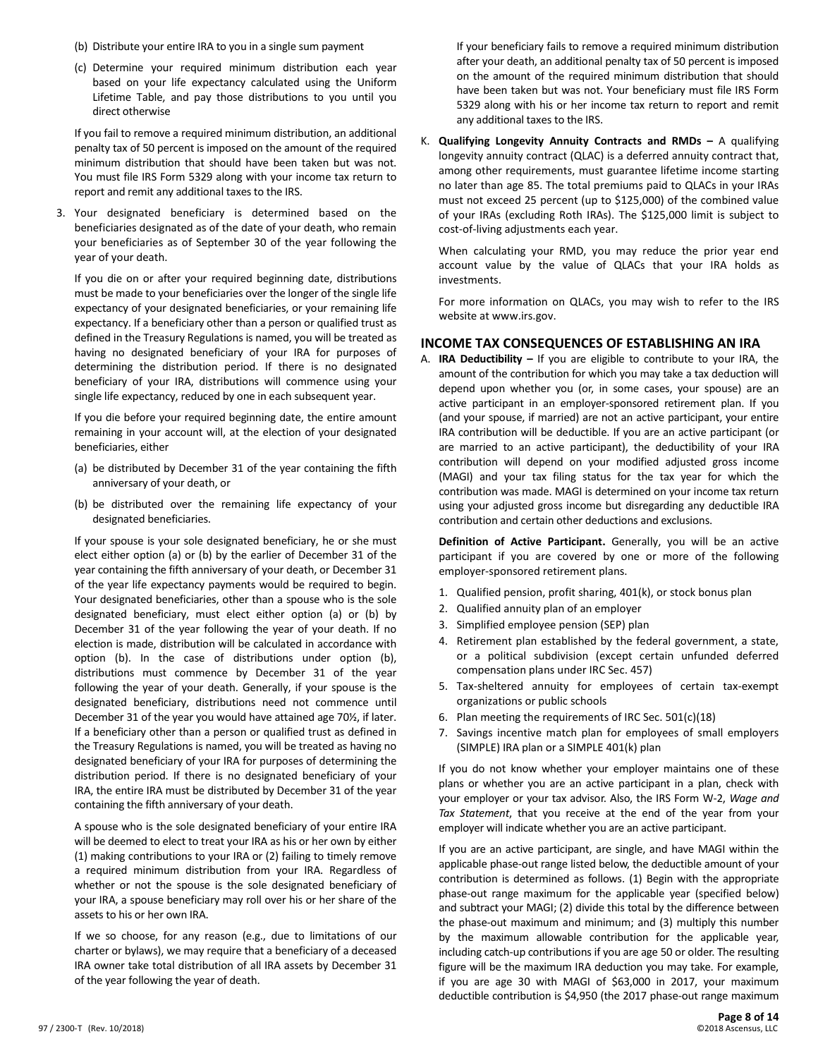(b) Distribute your entire IRA to you in a single sum payment

(c) Determine your required minimum distribution each year based on your life expectancy calculated using the Uniform Lifetime Table, and pay those distributions to you until you direct otherwise

If you fail to remove a required minimum distribution, an additional penalty tax of 50 percent is imposed on the amount of the required minimum distribution that should have been taken but was not. You must file IRS Form 5329 along with your income tax return to report and remit any additional taxes to the IRS.

3. Your designated beneficiary is determined based on the beneficiaries designated as of the date of your death, who remain your beneficiaries as of September 30 of the year following the year of your death.

   If you die on or after your required beginning date, distributions must be made to your beneficiaries over the longer of the single life expectancy of your designated beneficiaries, or your remaining life expectancy. If a beneficiary other than a person or qualified trust as defined in the Treasury Regulations is named, you will be treated as having no designated beneficiary of your IRA for purposes of determining the distribution period. If there is no designated beneficiary of your IRA, distributions will commence using your single life expectancy, reduced by one in each subsequent year.

   If you die before your required beginning date, the entire amount remaining in your account will, at the election of your designated beneficiaries, either

   (a) be distributed by December 31 of the year containing the fifth anniversary of your death, or

   (b) be distributed over the remaining life expectancy of your designated beneficiaries.

   If your spouse is your sole designated beneficiary, he or she must elect either option (a) or (b) by the earlier of December 31 of the year containing the fifth anniversary of your death, or December 31 of the year life expectancy payments would be required to begin. Your designated beneficiaries, other than a spouse who is the sole designated beneficiary, must elect either option (a) or (b) by December 31 of the year following the year of your death. If no election is made, distribution will be calculated in accordance with option (b). In the case of distributions under option (b), distributions must commence by December 31 of the year following the year of your death. Generally, if your spouse is the designated beneficiary, distributions need not commence until December 31 of the year you would have attained age 70½, if later. If a beneficiary other than a person or qualified trust as defined in the Treasury Regulations is named, you will be treated as having no designated beneficiary of your IRA for purposes of determining the distribution period. If there is no designated beneficiary of your IRA, the entire IRA must be distributed by December 31 of the year containing the fifth anniversary of your death.

   A spouse who is the sole designated beneficiary of your entire IRA will be deemed to elect to treat your IRA as his or her own by either (1) making contributions to your IRA or (2) failing to timely remove a required minimum distribution from your IRA. Regardless of whether or not the spouse is the sole designated beneficiary of your IRA, a spouse beneficiary may roll over his or her share of the assets to his or her own IRA.

   If we so choose, for any reason (e.g., due to limitations of our charter or bylaws), we may require that a beneficiary of a deceased IRA owner take total distribution of all IRA assets by December 31 of the year following the year of death.

   If your beneficiary fails to remove a required minimum distribution after your death, an additional penalty tax of 50 percent is imposed on the amount of the required minimum distribution that should have been taken but was not. Your beneficiary must file IRS Form 5329 along with his or her income tax return to report and remit any additional taxes to the IRS.

K. **Qualifying Longevity Annuity Contracts and RMDs –** A qualifying longevity annuity contract (QLAC) is a deferred annuity contract that, among other requirements, must guarantee lifetime income starting no later than age 85. The total premiums paid to QLACs in your IRAs must not exceed 25 percent (up to $125,000) of the combined value of your IRAs (excluding Roth IRAs). The $125,000 limit is subject to cost-of-living adjustments each year.

   When calculating your RMD, you may reduce the prior year end account value by the value of QLACs that your IRA holds as investments.

   For more information on QLACs, you may wish to refer to the IRS website at www.irs.gov.

## INCOME TAX CONSEQUENCES OF ESTABLISHING AN IRA

A. **IRA Deductibility –** If you are eligible to contribute to your IRA, the amount of the contribution for which you may take a tax deduction will depend upon whether you (or, in some cases, your spouse) are an active participant in an employer-sponsored retirement plan. If you (and your spouse, if married) are not an active participant, your entire IRA contribution will be deductible. If you are an active participant (or are married to an active participant), the deductibility of your IRA contribution will depend on your modified adjusted gross income (MAGI) and your tax filing status for the tax year for which the contribution was made. MAGI is determined on your income tax return using your adjusted gross income but disregarding any deductible IRA contribution and certain other deductions and exclusions.

   **Definition of Active Participant.** Generally, you will be an active participant if you are covered by one or more of the following employer-sponsored retirement plans.

   1. Qualified pension, profit sharing, 401(k), or stock bonus plan
   2. Qualified annuity plan of an employer
   3. Simplified employee pension (SEP) plan
   4. Retirement plan established by the federal government, a state, or a political subdivision (except certain unfunded deferred compensation plans under IRC Sec. 457)
   5. Tax-sheltered annuity for employees of certain tax-exempt organizations or public schools
   6. Plan meeting the requirements of IRC Sec. 501(c)(18)
   7. Savings incentive match plan for employees of small employers (SIMPLE) IRA plan or a SIMPLE 401(k) plan

   If you do not know whether your employer maintains one of these plans or whether you are an active participant in a plan, check with your employer or your tax advisor. Also, the IRS Form W-2, *Wage and Tax Statement*, that you receive at the end of the year from your employer will indicate whether you are an active participant.

   If you are an active participant, are single, and have MAGI within the applicable phase-out range listed below, the deductible amount of your contribution is determined as follows. (1) Begin with the appropriate phase-out range maximum for the applicable year (specified below) and subtract your MAGI; (2) divide this total by the difference between the phase-out maximum and minimum; and (3) multiply this number by the maximum allowable contribution for the applicable year, including catch-up contributions if you are age 50 or older. The resulting figure will be the maximum IRA deduction you may take. For example, if you are age 30 with MAGI of $63,000 in 2017, your maximum deductible contribution is $4,950 (the 2017 phase-out range maximum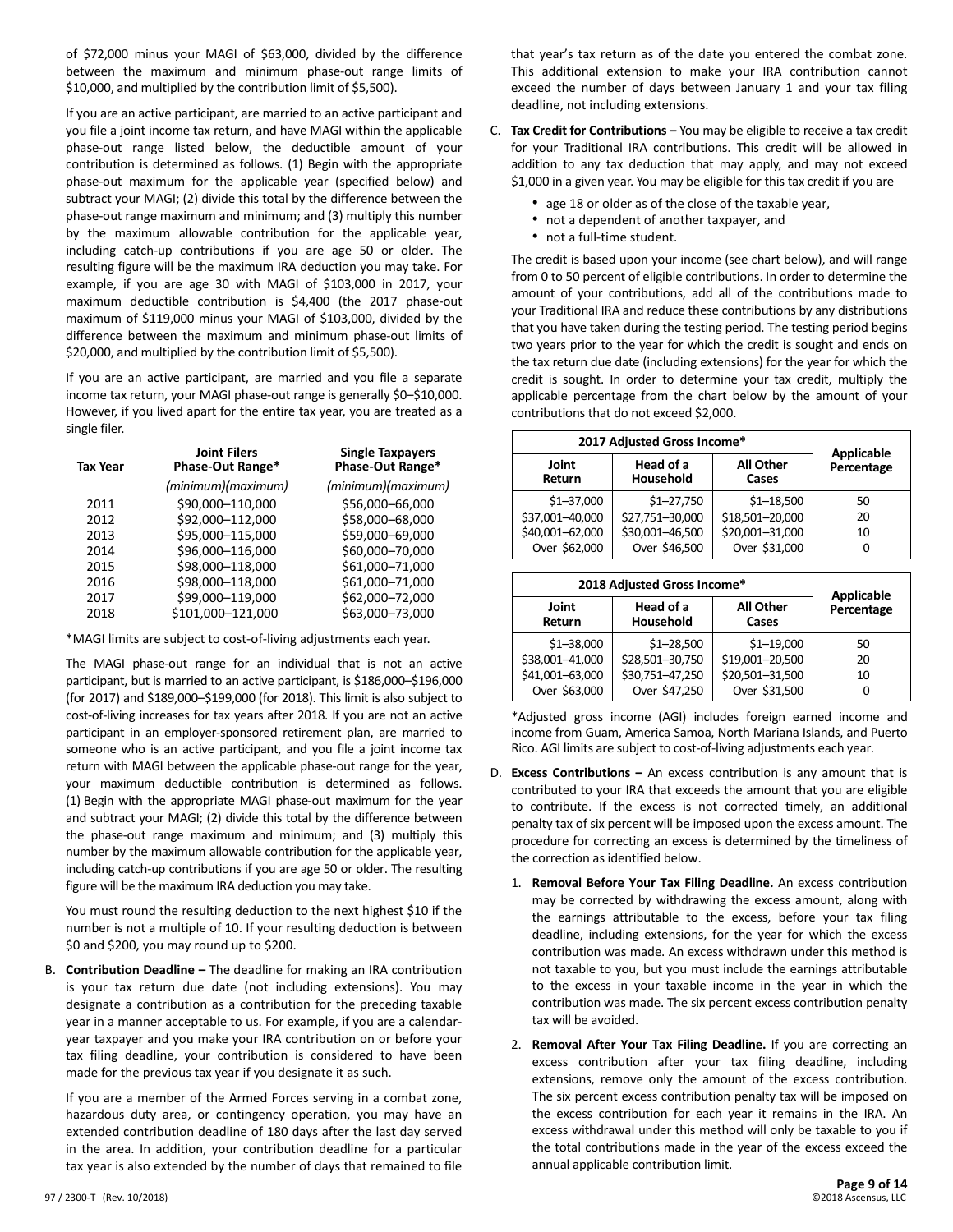of $72,000 minus your MAGI of $63,000, divided by the difference between the maximum and minimum phase-out range limits of $10,000, and multiplied by the contribution limit of $5,500).

If you are an active participant, are married to an active participant and you file a joint income tax return, and have MAGI within the applicable phase-out range listed below, the deductible amount of your contribution is determined as follows. (1) Begin with the appropriate phase-out maximum for the applicable year (specified below) and subtract your MAGI; (2) divide this total by the difference between the phase-out range maximum and minimum; and (3) multiply this number by the maximum allowable contribution for the applicable year, including catch-up contributions if you are age 50 or older. The resulting figure will be the maximum IRA deduction you may take. For example, if you are age 30 with MAGI of $103,000 in 2017, your maximum deductible contribution is $4,400 (the 2017 phase-out maximum of $119,000 minus your MAGI of $103,000, divided by the difference between the maximum and minimum phase-out limits of $20,000, and multiplied by the contribution limit of $5,500).

If you are an active participant, are married and you file a separate income tax return, your MAGI phase-out range is generally $0–$10,000. However, if you lived apart for the entire tax year, you are treated as a single filer.

| Tax Year | Joint Filers Phase-Out Range* | Single Taxpayers Phase-Out Range* |
|---|---|---|
| | *(minimum)(maximum)* | *(minimum)(maximum)* |
| 2011 | $90,000–110,000 | $56,000–66,000 |
| 2012 | $92,000–112,000 | $58,000–68,000 |
| 2013 | $95,000–115,000 | $59,000–69,000 |
| 2014 | $96,000–116,000 | $60,000–70,000 |
| 2015 | $98,000–118,000 | $61,000–71,000 |
| 2016 | $98,000–118,000 | $61,000–71,000 |
| 2017 | $99,000–119,000 | $62,000–72,000 |
| 2018 | $101,000–121,000 | $63,000–73,000 |

*MAGI limits are subject to cost-of-living adjustments each year.

The MAGI phase-out range for an individual that is not an active participant, but is married to an active participant, is $186,000–$196,000 (for 2017) and $189,000–$199,000 (for 2018). This limit is also subject to cost-of-living increases for tax years after 2018. If you are not an active participant in an employer-sponsored retirement plan, are married to someone who is an active participant, and you file a joint income tax return with MAGI between the applicable phase-out range for the year, your maximum deductible contribution is determined as follows. (1) Begin with the appropriate MAGI phase-out maximum for the year and subtract your MAGI; (2) divide this total by the difference between the phase-out range maximum and minimum; and (3) multiply this number by the maximum allowable contribution for the applicable year, including catch-up contributions if you are age 50 or older. The resulting figure will be the maximum IRA deduction you may take.

You must round the resulting deduction to the next highest $10 if the number is not a multiple of 10. If your resulting deduction is between $0 and $200, you may round up to $200.

B. **Contribution Deadline –** The deadline for making an IRA contribution is your tax return due date (not including extensions). You may designate a contribution as a contribution for the preceding taxable year in a manner acceptable to us. For example, if you are a calendar-year taxpayer and you make your IRA contribution on or before your tax filing deadline, your contribution is considered to have been made for the previous tax year if you designate it as such.

   If you are a member of the Armed Forces serving in a combat zone, hazardous duty area, or contingency operation, you may have an extended contribution deadline of 180 days after the last day served in the area. In addition, your contribution deadline for a particular tax year is also extended by the number of days that remained to file that year's tax return as of the date you entered the combat zone. This additional extension to make your IRA contribution cannot exceed the number of days between January 1 and your tax filing deadline, not including extensions.

C. **Tax Credit for Contributions –** You may be eligible to receive a tax credit for your Traditional IRA contributions. This credit will be allowed in addition to any tax deduction that may apply, and may not exceed $1,000 in a given year. You may be eligible for this tax credit if you are

   - age 18 or older as of the close of the taxable year,
   - not a dependent of another taxpayer, and
   - not a full-time student.

   The credit is based upon your income (see chart below), and will range from 0 to 50 percent of eligible contributions. In order to determine the amount of your contributions, add all of the contributions made to your Traditional IRA and reduce these contributions by any distributions that you have taken during the testing period. The testing period begins two years prior to the year for which the credit is sought and ends on the tax return due date (including extensions) for the year for which the credit is sought. In order to determine your tax credit, multiply the applicable percentage from the chart below by the amount of your contributions that do not exceed $2,000.

| 2017 Adjusted Gross Income* | | | Applicable Percentage |
|---|---|---|---|
| Joint Return | Head of a Household | All Other Cases | |
| $1–37,000 | $1–27,750 | $1–18,500 | 50 |
| $37,001–40,000 | $27,751–30,000 | $18,501–20,000 | 20 |
| $40,001–62,000 | $30,001–46,500 | $20,001–31,000 | 10 |
| Over $62,000 | Over $46,500 | Over $31,000 | 0 |

| 2018 Adjusted Gross Income* | | | Applicable Percentage |
|---|---|---|---|
| Joint Return | Head of a Household | All Other Cases | |
| $1–38,000 | $1–28,500 | $1–19,000 | 50 |
| $38,001–41,000 | $28,501–30,750 | $19,001–20,500 | 20 |
| $41,001–63,000 | $30,751–47,250 | $20,501–31,500 | 10 |
| Over $63,000 | Over $47,250 | Over $31,500 | 0 |

   *Adjusted gross income (AGI) includes foreign earned income and income from Guam, America Samoa, North Mariana Islands, and Puerto Rico. AGI limits are subject to cost-of-living adjustments each year.

D. **Excess Contributions –** An excess contribution is any amount that is contributed to your IRA that exceeds the amount that you are eligible to contribute. If the excess is not corrected timely, an additional penalty tax of six percent will be imposed upon the excess amount. The procedure for correcting an excess is determined by the timeliness of the correction as identified below.

   1. **Removal Before Your Tax Filing Deadline.** An excess contribution may be corrected by withdrawing the excess amount, along with the earnings attributable to the excess, before your tax filing deadline, including extensions, for the year for which the excess contribution was made. An excess withdrawn under this method is not taxable to you, but you must include the earnings attributable to the excess in your taxable income in the year in which the contribution was made. The six percent excess contribution penalty tax will be avoided.

   2. **Removal After Your Tax Filing Deadline.** If you are correcting an excess contribution after your tax filing deadline, including extensions, remove only the amount of the excess contribution. The six percent excess contribution penalty tax will be imposed on the excess contribution for each year it remains in the IRA. An excess withdrawal under this method will only be taxable to you if the total contributions made in the year of the excess exceed the annual applicable contribution limit.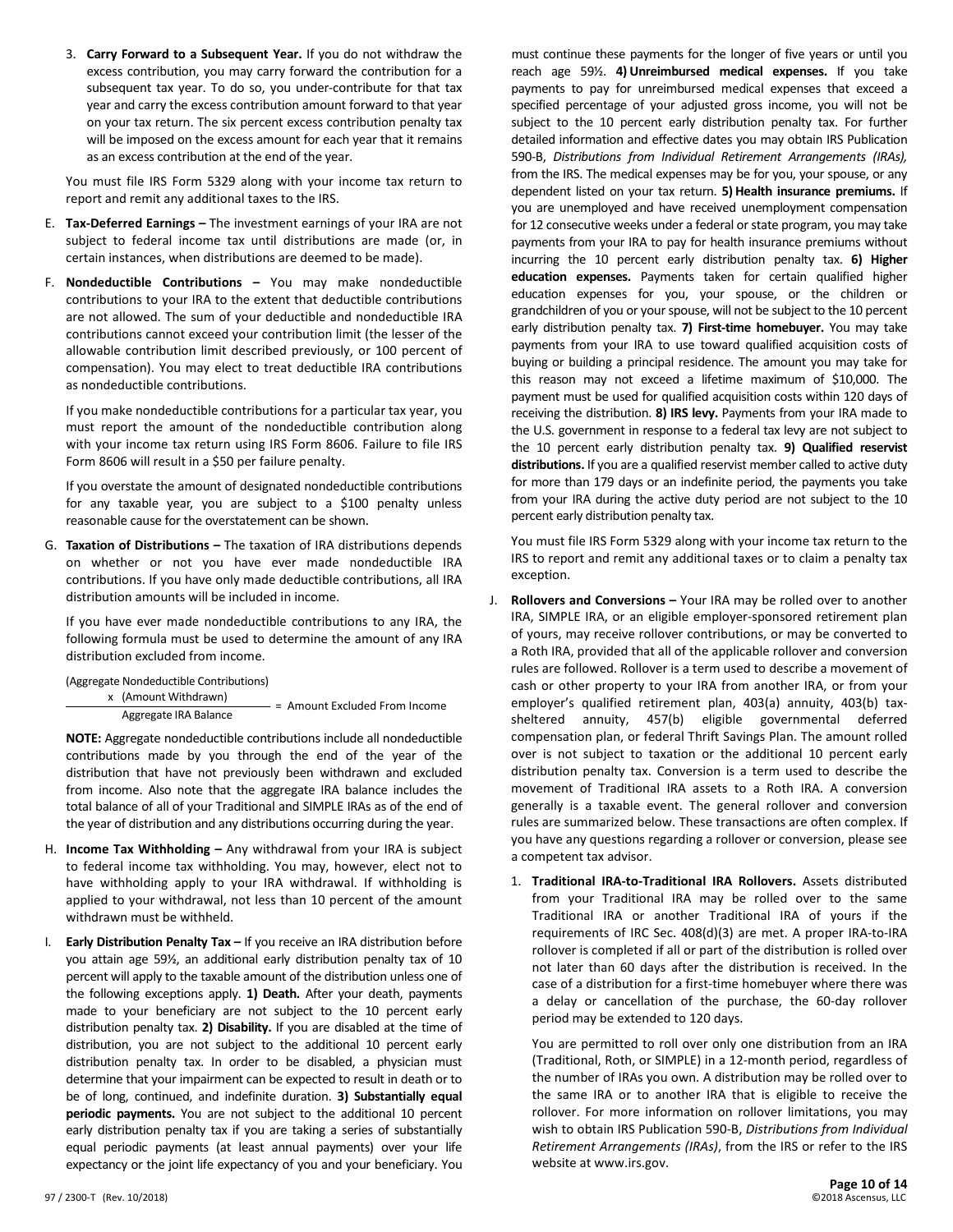3. **Carry Forward to a Subsequent Year.** If you do not withdraw the excess contribution, you may carry forward the contribution for a subsequent tax year. To do so, you under-contribute for that tax year and carry the excess contribution amount forward to that year on your tax return. The six percent excess contribution penalty tax will be imposed on the excess amount for each year that it remains as an excess contribution at the end of the year.

You must file IRS Form 5329 along with your income tax return to report and remit any additional taxes to the IRS.

E. **Tax-Deferred Earnings –** The investment earnings of your IRA are not subject to federal income tax until distributions are made (or, in certain instances, when distributions are deemed to be made).

F. **Nondeductible Contributions –** You may make nondeductible contributions to your IRA to the extent that deductible contributions are not allowed. The sum of your deductible and nondeductible IRA contributions cannot exceed your contribution limit (the lesser of the allowable contribution limit described previously, or 100 percent of compensation). You may elect to treat deductible IRA contributions as nondeductible contributions.

If you make nondeductible contributions for a particular tax year, you must report the amount of the nondeductible contribution along with your income tax return using IRS Form 8606. Failure to file IRS Form 8606 will result in a $50 per failure penalty.

If you overstate the amount of designated nondeductible contributions for any taxable year, you are subject to a $100 penalty unless reasonable cause for the overstatement can be shown.

G. **Taxation of Distributions –** The taxation of IRA distributions depends on whether or not you have ever made nondeductible IRA contributions. If you have only made deductible contributions, all IRA distribution amounts will be included in income.

If you have ever made nondeductible contributions to any IRA, the following formula must be used to determine the amount of any IRA distribution excluded from income.

$$\frac{\text{(Aggregate Nondeductible Contributions)} \times \text{(Amount Withdrawn)}}{\text{Aggregate IRA Balance}} = \text{Amount Excluded From Income}$$

**NOTE:** Aggregate nondeductible contributions include all nondeductible contributions made by you through the end of the year of the distribution that have not previously been withdrawn and excluded from income. Also note that the aggregate IRA balance includes the total balance of all of your Traditional and SIMPLE IRAs as of the end of the year of distribution and any distributions occurring during the year.

H. **Income Tax Withholding –** Any withdrawal from your IRA is subject to federal income tax withholding. You may, however, elect not to have withholding apply to your IRA withdrawal. If withholding is applied to your withdrawal, not less than 10 percent of the amount withdrawn must be withheld.

I. **Early Distribution Penalty Tax –** If you receive an IRA distribution before you attain age 59½, an additional early distribution penalty tax of 10 percent will apply to the taxable amount of the distribution unless one of the following exceptions apply. **1) Death.** After your death, payments made to your beneficiary are not subject to the 10 percent early distribution penalty tax. **2) Disability.** If you are disabled at the time of distribution, you are not subject to the additional 10 percent early distribution penalty tax. In order to be disabled, a physician must determine that your impairment can be expected to result in death or to be of long, continued, and indefinite duration. **3) Substantially equal periodic payments.** You are not subject to the additional 10 percent early distribution penalty tax if you are taking a series of substantially equal periodic payments (at least annual payments) over your life expectancy or the joint life expectancy of you and your beneficiary. You must continue these payments for the longer of five years or until you reach age 59½. **4) Unreimbursed medical expenses.** If you take payments to pay for unreimbursed medical expenses that exceed a specified percentage of your adjusted gross income, you will not be subject to the 10 percent early distribution penalty tax. For further detailed information and effective dates you may obtain IRS Publication 590-B, *Distributions from Individual Retirement Arrangements (IRAs),* from the IRS. The medical expenses may be for you, your spouse, or any dependent listed on your tax return. **5) Health insurance premiums.** If you are unemployed and have received unemployment compensation for 12 consecutive weeks under a federal or state program, you may take payments from your IRA to pay for health insurance premiums without incurring the 10 percent early distribution penalty tax. **6) Higher education expenses.** Payments taken for certain qualified higher education expenses for you, your spouse, or the children or grandchildren of you or your spouse, will not be subject to the 10 percent early distribution penalty tax. **7) First-time homebuyer.** You may take payments from your IRA to use toward qualified acquisition costs of buying or building a principal residence. The amount you may take for this reason may not exceed a lifetime maximum of $10,000. The payment must be used for qualified acquisition costs within 120 days of receiving the distribution. **8) IRS levy.** Payments from your IRA made to the U.S. government in response to a federal tax levy are not subject to the 10 percent early distribution penalty tax. **9) Qualified reservist distributions.** If you are a qualified reservist member called to active duty for more than 179 days or an indefinite period, the payments you take from your IRA during the active duty period are not subject to the 10 percent early distribution penalty tax.

You must file IRS Form 5329 along with your income tax return to the IRS to report and remit any additional taxes or to claim a penalty tax exception.

J. **Rollovers and Conversions –** Your IRA may be rolled over to another IRA, SIMPLE IRA, or an eligible employer-sponsored retirement plan of yours, may receive rollover contributions, or may be converted to a Roth IRA, provided that all of the applicable rollover and conversion rules are followed. Rollover is a term used to describe a movement of cash or other property to your IRA from another IRA, or from your employer's qualified retirement plan, 403(a) annuity, 403(b) tax-sheltered annuity, 457(b) eligible governmental deferred compensation plan, or federal Thrift Savings Plan. The amount rolled over is not subject to taxation or the additional 10 percent early distribution penalty tax. Conversion is a term used to describe the movement of Traditional IRA assets to a Roth IRA. A conversion generally is a taxable event. The general rollover and conversion rules are summarized below. These transactions are often complex. If you have any questions regarding a rollover or conversion, please see a competent tax advisor.

1. **Traditional IRA-to-Traditional IRA Rollovers.** Assets distributed from your Traditional IRA may be rolled over to the same Traditional IRA or another Traditional IRA of yours if the requirements of IRC Sec. 408(d)(3) are met. A proper IRA-to-IRA rollover is completed if all or part of the distribution is rolled over not later than 60 days after the distribution is received. In the case of a distribution for a first-time homebuyer where there was a delay or cancellation of the purchase, the 60-day rollover period may be extended to 120 days.

   You are permitted to roll over only one distribution from an IRA (Traditional, Roth, or SIMPLE) in a 12-month period, regardless of the number of IRAs you own. A distribution may be rolled over to the same IRA or to another IRA that is eligible to receive the rollover. For more information on rollover limitations, you may wish to obtain IRS Publication 590-B, *Distributions from Individual Retirement Arrangements (IRAs)*, from the IRS or refer to the IRS website at www.irs.gov.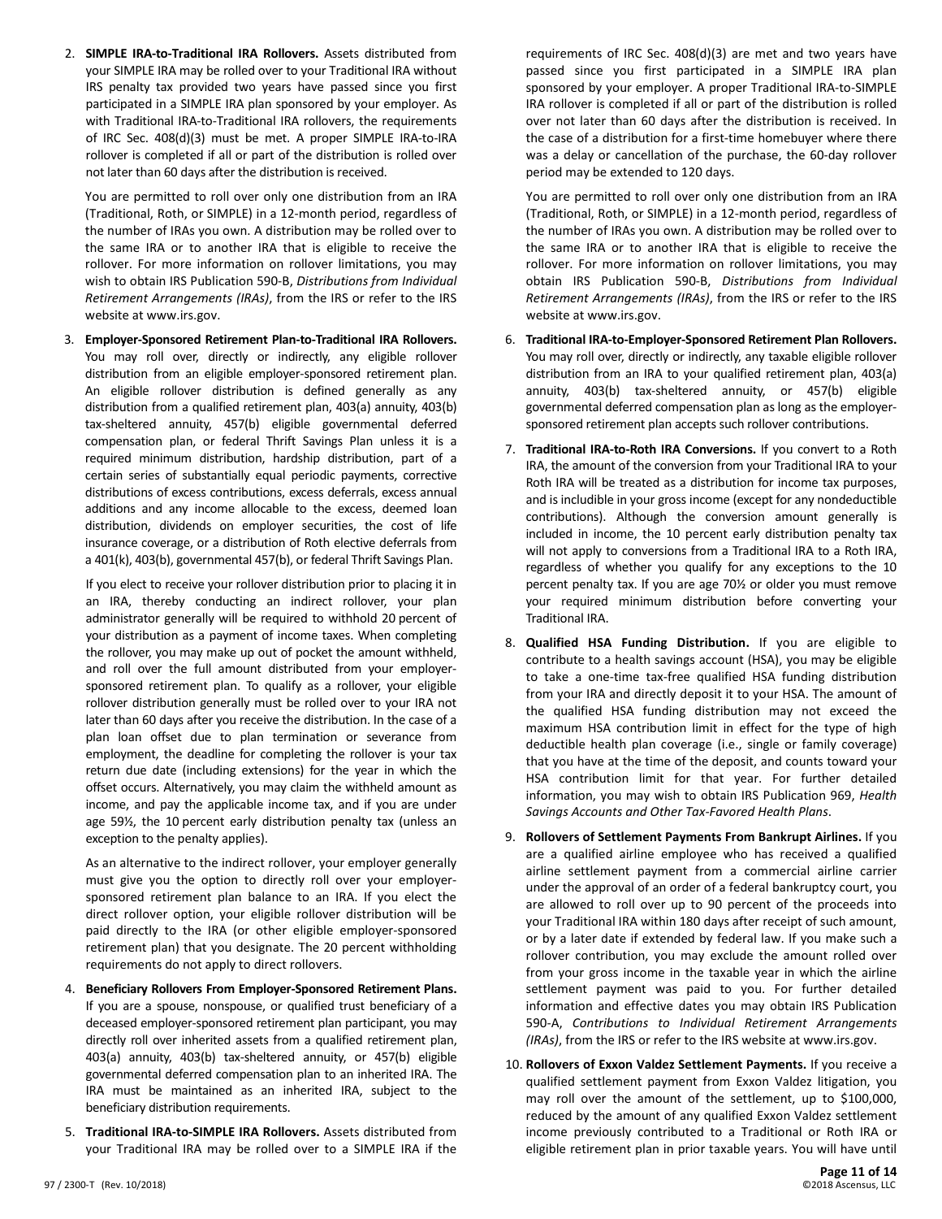2. **SIMPLE IRA-to-Traditional IRA Rollovers.** Assets distributed from your SIMPLE IRA may be rolled over to your Traditional IRA without IRS penalty tax provided two years have passed since you first participated in a SIMPLE IRA plan sponsored by your employer. As with Traditional IRA-to-Traditional IRA rollovers, the requirements of IRC Sec. 408(d)(3) must be met. A proper SIMPLE IRA-to-IRA rollover is completed if all or part of the distribution is rolled over not later than 60 days after the distribution is received.

   You are permitted to roll over only one distribution from an IRA (Traditional, Roth, or SIMPLE) in a 12-month period, regardless of the number of IRAs you own. A distribution may be rolled over to the same IRA or to another IRA that is eligible to receive the rollover. For more information on rollover limitations, you may wish to obtain IRS Publication 590-B, *Distributions from Individual Retirement Arrangements (IRAs)*, from the IRS or refer to the IRS website at www.irs.gov.

3. **Employer-Sponsored Retirement Plan-to-Traditional IRA Rollovers.** You may roll over, directly or indirectly, any eligible rollover distribution from an eligible employer-sponsored retirement plan. An eligible rollover distribution is defined generally as any distribution from a qualified retirement plan, 403(a) annuity, 403(b) tax-sheltered annuity, 457(b) eligible governmental deferred compensation plan, or federal Thrift Savings Plan unless it is a required minimum distribution, hardship distribution, part of a certain series of substantially equal periodic payments, corrective distributions of excess contributions, excess deferrals, excess annual additions and any income allocable to the excess, deemed loan distribution, dividends on employer securities, the cost of life insurance coverage, or a distribution of Roth elective deferrals from a 401(k), 403(b), governmental 457(b), or federal Thrift Savings Plan.

   If you elect to receive your rollover distribution prior to placing it in an IRA, thereby conducting an indirect rollover, your plan administrator generally will be required to withhold 20 percent of your distribution as a payment of income taxes. When completing the rollover, you may make up out of pocket the amount withheld, and roll over the full amount distributed from your employer-sponsored retirement plan. To qualify as a rollover, your eligible rollover distribution generally must be rolled over to your IRA not later than 60 days after you receive the distribution. In the case of a plan loan offset due to plan termination or severance from employment, the deadline for completing the rollover is your tax return due date (including extensions) for the year in which the offset occurs. Alternatively, you may claim the withheld amount as income, and pay the applicable income tax, and if you are under age 59½, the 10 percent early distribution penalty tax (unless an exception to the penalty applies).

   As an alternative to the indirect rollover, your employer generally must give you the option to directly roll over your employer-sponsored retirement plan balance to an IRA. If you elect the direct rollover option, your eligible rollover distribution will be paid directly to the IRA (or other eligible employer-sponsored retirement plan) that you designate. The 20 percent withholding requirements do not apply to direct rollovers.

4. **Beneficiary Rollovers From Employer-Sponsored Retirement Plans.** If you are a spouse, nonspouse, or qualified trust beneficiary of a deceased employer-sponsored retirement plan participant, you may directly roll over inherited assets from a qualified retirement plan, 403(a) annuity, 403(b) tax-sheltered annuity, or 457(b) eligible governmental deferred compensation plan to an inherited IRA. The IRA must be maintained as an inherited IRA, subject to the beneficiary distribution requirements.

5. **Traditional IRA-to-SIMPLE IRA Rollovers.** Assets distributed from your Traditional IRA may be rolled over to a SIMPLE IRA if the requirements of IRC Sec. 408(d)(3) are met and two years have passed since you first participated in a SIMPLE IRA plan sponsored by your employer. A proper Traditional IRA-to-SIMPLE IRA rollover is completed if all or part of the distribution is rolled over not later than 60 days after the distribution is received. In the case of a distribution for a first-time homebuyer where there was a delay or cancellation of the purchase, the 60-day rollover period may be extended to 120 days.

   You are permitted to roll over only one distribution from an IRA (Traditional, Roth, or SIMPLE) in a 12-month period, regardless of the number of IRAs you own. A distribution may be rolled over to the same IRA or to another IRA that is eligible to receive the rollover. For more information on rollover limitations, you may obtain IRS Publication 590-B, *Distributions from Individual Retirement Arrangements (IRAs)*, from the IRS or refer to the IRS website at www.irs.gov.

6. **Traditional IRA-to-Employer-Sponsored Retirement Plan Rollovers.** You may roll over, directly or indirectly, any taxable eligible rollover distribution from an IRA to your qualified retirement plan, 403(a) annuity, 403(b) tax-sheltered annuity, or 457(b) eligible governmental deferred compensation plan as long as the employer-sponsored retirement plan accepts such rollover contributions.

7. **Traditional IRA-to-Roth IRA Conversions.** If you convert to a Roth IRA, the amount of the conversion from your Traditional IRA to your Roth IRA will be treated as a distribution for income tax purposes, and is includible in your gross income (except for any nondeductible contributions). Although the conversion amount generally is included in income, the 10 percent early distribution penalty tax will not apply to conversions from a Traditional IRA to a Roth IRA, regardless of whether you qualify for any exceptions to the 10 percent penalty tax. If you are age 70½ or older you must remove your required minimum distribution before converting your Traditional IRA.

8. **Qualified HSA Funding Distribution.** If you are eligible to contribute to a health savings account (HSA), you may be eligible to take a one-time tax-free qualified HSA funding distribution from your IRA and directly deposit it to your HSA. The amount of the qualified HSA funding distribution may not exceed the maximum HSA contribution limit in effect for the type of high deductible health plan coverage (i.e., single or family coverage) that you have at the time of the deposit, and counts toward your HSA contribution limit for that year. For further detailed information, you may wish to obtain IRS Publication 969, *Health Savings Accounts and Other Tax-Favored Health Plans*.

9. **Rollovers of Settlement Payments From Bankrupt Airlines.** If you are a qualified airline employee who has received a qualified airline settlement payment from a commercial airline carrier under the approval of an order of a federal bankruptcy court, you are allowed to roll over up to 90 percent of the proceeds into your Traditional IRA within 180 days after receipt of such amount, or by a later date if extended by federal law. If you make such a rollover contribution, you may exclude the amount rolled over from your gross income in the taxable year in which the airline settlement payment was paid to you. For further detailed information and effective dates you may obtain IRS Publication 590-A, *Contributions to Individual Retirement Arrangements (IRAs)*, from the IRS or refer to the IRS website at www.irs.gov.

10. **Rollovers of Exxon Valdez Settlement Payments.** If you receive a qualified settlement payment from Exxon Valdez litigation, you may roll over the amount of the settlement, up to $100,000, reduced by the amount of any qualified Exxon Valdez settlement income previously contributed to a Traditional or Roth IRA or eligible retirement plan in prior taxable years. You will have until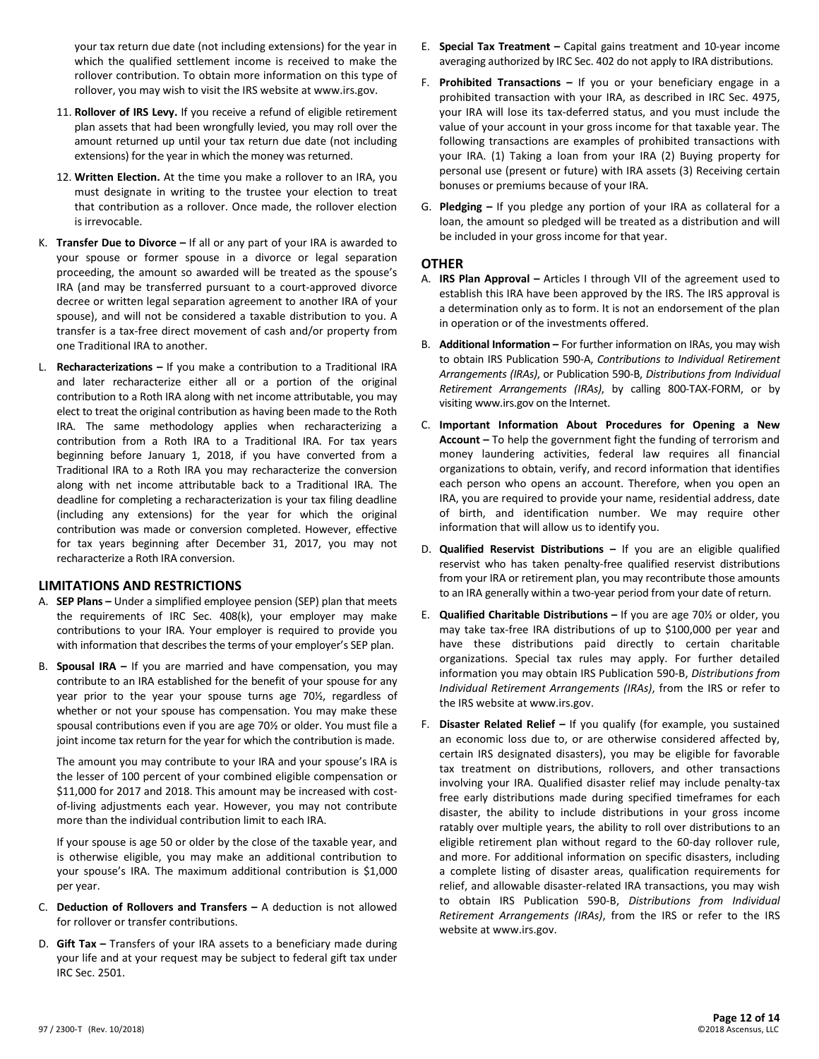your tax return due date (not including extensions) for the year in which the qualified settlement income is received to make the rollover contribution. To obtain more information on this type of rollover, you may wish to visit the IRS website at www.irs.gov.

11. **Rollover of IRS Levy.** If you receive a refund of eligible retirement plan assets that had been wrongfully levied, you may roll over the amount returned up until your tax return due date (not including extensions) for the year in which the money was returned.

12. **Written Election.** At the time you make a rollover to an IRA, you must designate in writing to the trustee your election to treat that contribution as a rollover. Once made, the rollover election is irrevocable.

K. **Transfer Due to Divorce –** If all or any part of your IRA is awarded to your spouse or former spouse in a divorce or legal separation proceeding, the amount so awarded will be treated as the spouse's IRA (and may be transferred pursuant to a court-approved divorce decree or written legal separation agreement to another IRA of your spouse), and will not be considered a taxable distribution to you. A transfer is a tax-free direct movement of cash and/or property from one Traditional IRA to another.

L. **Recharacterizations –** If you make a contribution to a Traditional IRA and later recharacterize either all or a portion of the original contribution to a Roth IRA along with net income attributable, you may elect to treat the original contribution as having been made to the Roth IRA. The same methodology applies when recharacterizing a contribution from a Roth IRA to a Traditional IRA. For tax years beginning before January 1, 2018, if you have converted from a Traditional IRA to a Roth IRA you may recharacterize the conversion along with net income attributable back to a Traditional IRA. The deadline for completing a recharacterization is your tax filing deadline (including any extensions) for the year for which the original contribution was made or conversion completed. However, effective for tax years beginning after December 31, 2017, you may not recharacterize a Roth IRA conversion.

## LIMITATIONS AND RESTRICTIONS

A. **SEP Plans –** Under a simplified employee pension (SEP) plan that meets the requirements of IRC Sec. 408(k), your employer may make contributions to your IRA. Your employer is required to provide you with information that describes the terms of your employer's SEP plan.

B. **Spousal IRA –** If you are married and have compensation, you may contribute to an IRA established for the benefit of your spouse for any year prior to the year your spouse turns age 70½, regardless of whether or not your spouse has compensation. You may make these spousal contributions even if you are age 70½ or older. You must file a joint income tax return for the year for which the contribution is made.

   The amount you may contribute to your IRA and your spouse's IRA is the lesser of 100 percent of your combined eligible compensation or \$11,000 for 2017 and 2018. This amount may be increased with cost-of-living adjustments each year. However, you may not contribute more than the individual contribution limit to each IRA.

   If your spouse is age 50 or older by the close of the taxable year, and is otherwise eligible, you may make an additional contribution to your spouse's IRA. The maximum additional contribution is \$1,000 per year.

C. **Deduction of Rollovers and Transfers –** A deduction is not allowed for rollover or transfer contributions.

D. **Gift Tax –** Transfers of your IRA assets to a beneficiary made during your life and at your request may be subject to federal gift tax under IRC Sec. 2501.

E. **Special Tax Treatment –** Capital gains treatment and 10-year income averaging authorized by IRC Sec. 402 do not apply to IRA distributions.

F. **Prohibited Transactions –** If you or your beneficiary engage in a prohibited transaction with your IRA, as described in IRC Sec. 4975, your IRA will lose its tax-deferred status, and you must include the value of your account in your gross income for that taxable year. The following transactions are examples of prohibited transactions with your IRA. (1) Taking a loan from your IRA (2) Buying property for personal use (present or future) with IRA assets (3) Receiving certain bonuses or premiums because of your IRA.

G. **Pledging –** If you pledge any portion of your IRA as collateral for a loan, the amount so pledged will be treated as a distribution and will be included in your gross income for that year.

## OTHER

A. **IRS Plan Approval –** Articles I through VII of the agreement used to establish this IRA have been approved by the IRS. The IRS approval is a determination only as to form. It is not an endorsement of the plan in operation or of the investments offered.

B. **Additional Information –** For further information on IRAs, you may wish to obtain IRS Publication 590-A, *Contributions to Individual Retirement Arrangements (IRAs)*, or Publication 590-B, *Distributions from Individual Retirement Arrangements (IRAs)*, by calling 800-TAX-FORM, or by visiting www.irs.gov on the Internet.

C. **Important Information About Procedures for Opening a New Account –** To help the government fight the funding of terrorism and money laundering activities, federal law requires all financial organizations to obtain, verify, and record information that identifies each person who opens an account. Therefore, when you open an IRA, you are required to provide your name, residential address, date of birth, and identification number. We may require other information that will allow us to identify you.

D. **Qualified Reservist Distributions –** If you are an eligible qualified reservist who has taken penalty-free qualified reservist distributions from your IRA or retirement plan, you may recontribute those amounts to an IRA generally within a two-year period from your date of return.

E. **Qualified Charitable Distributions –** If you are age 70½ or older, you may take tax-free IRA distributions of up to \$100,000 per year and have these distributions paid directly to certain charitable organizations. Special tax rules may apply. For further detailed information you may obtain IRS Publication 590-B, *Distributions from Individual Retirement Arrangements (IRAs)*, from the IRS or refer to the IRS website at www.irs.gov.

F. **Disaster Related Relief –** If you qualify (for example, you sustained an economic loss due to, or are otherwise considered affected by, certain IRS designated disasters), you may be eligible for favorable tax treatment on distributions, rollovers, and other transactions involving your IRA. Qualified disaster relief may include penalty-tax free early distributions made during specified timeframes for each disaster, the ability to include distributions in your gross income ratably over multiple years, the ability to roll over distributions to an eligible retirement plan without regard to the 60-day rollover rule, and more. For additional information on specific disasters, including a complete listing of disaster areas, qualification requirements for relief, and allowable disaster-related IRA transactions, you may wish to obtain IRS Publication 590-B, *Distributions from Individual Retirement Arrangements (IRAs)*, from the IRS or refer to the IRS website at www.irs.gov.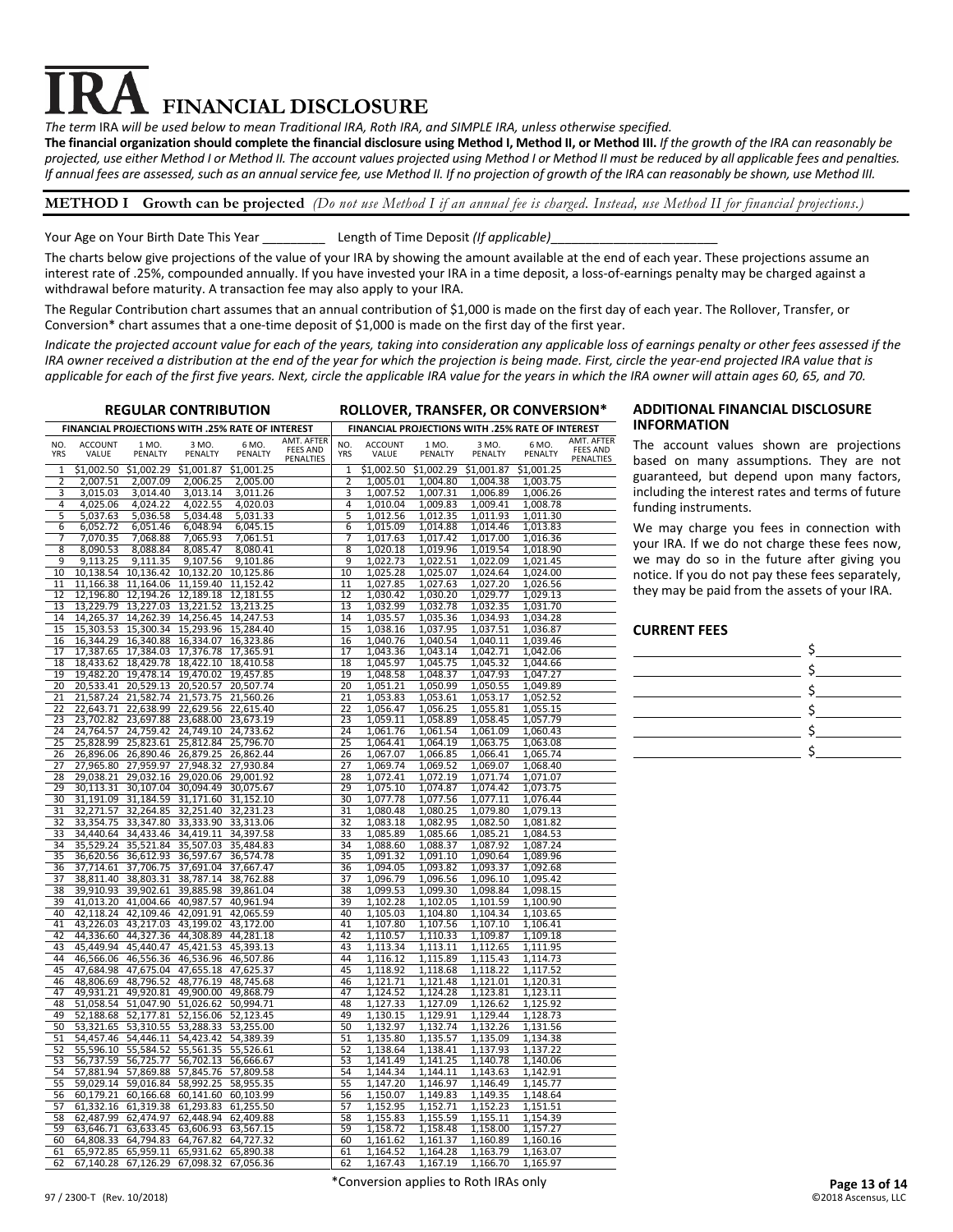# IRA FINANCIAL DISCLOSURE

*The term* IRA *will be used below to mean Traditional IRA, Roth IRA, and SIMPLE IRA, unless otherwise specified.*

**The financial organization should complete the financial disclosure using Method I, Method II, or Method III.** *If the growth of the IRA can reasonably be projected, use either Method I or Method II. The account values projected using Method I or Method II must be reduced by all applicable fees and penalties. If annual fees are assessed, such as an annual service fee, use Method II. If no projection of growth of the IRA can reasonably be shown, use Method III.*

## METHOD I Growth can be projected *(Do not use Method I if an annual fee is charged. Instead, use Method II for financial projections.)*

Your Age on Your Birth Date This Year _________ Length of Time Deposit *(If applicable)*________________________

The charts below give projections of the value of your IRA by showing the amount available at the end of each year. These projections assume an interest rate of .25%, compounded annually. If you have invested your IRA in a time deposit, a loss-of-earnings penalty may be charged against a withdrawal before maturity. A transaction fee may also apply to your IRA.

The Regular Contribution chart assumes that an annual contribution of $1,000 is made on the first day of each year. The Rollover, Transfer, or Conversion* chart assumes that a one-time deposit of $1,000 is made on the first day of the first year.

*Indicate the projected account value for each of the years, taking into consideration any applicable loss of earnings penalty or other fees assessed if the IRA owner received a distribution at the end of the year for which the projection is being made. First, circle the year-end projected IRA value that is applicable for each of the first five years. Next, circle the applicable IRA value for the years in which the IRA owner will attain ages 60, 65, and 70.*

### REGULAR CONTRIBUTION

| FINANCIAL PROJECTIONS WITH .25% RATE OF INTEREST | | | | | |
|---|---|---|---|---|---|
| NO. YRS | ACCOUNT VALUE | 1 MO. PENALTY | 3 MO. PENALTY | 6 MO. PENALTY | AMT. AFTER FEES AND PENALTIES |
| 1 | $1,002.50 | $1,002.29 | $1,001.87 | $1,001.25 | |
| 2 | 2,007.51 | 2,007.09 | 2,006.25 | 2,005.00 | |
| 3 | 3,015.03 | 3,014.40 | 3,013.14 | 3,011.26 | |
| 4 | 4,025.06 | 4,024.22 | 4,022.55 | 4,020.03 | |
| 5 | 5,037.63 | 5,036.58 | 5,034.48 | 5,031.33 | |
| 6 | 6,052.72 | 6,051.46 | 6,048.94 | 6,045.15 | |
| 7 | 7,070.35 | 7,068.88 | 7,065.93 | 7,061.51 | |
| 8 | 8,090.53 | 8,088.84 | 8,085.47 | 8,080.41 | |
| 9 | 9,113.25 | 9,111.35 | 9,107.56 | 9,101.86 | |
| 10 | 10,138.54 | 10,136.42 | 10,132.20 | 10,125.86 | |
| 11 | 11,166.38 | 11,164.06 | 11,159.40 | 11,152.42 | |
| 12 | 12,196.80 | 12,194.26 | 12,189.18 | 12,181.55 | |
| 13 | 13,229.79 | 13,227.03 | 13,221.52 | 13,213.25 | |
| 14 | 14,265.37 | 14,262.39 | 14,256.45 | 14,247.53 | |
| 15 | 15,303.53 | 15,300.34 | 15,293.96 | 15,284.40 | |
| 16 | 16,344.29 | 16,340.88 | 16,334.07 | 16,323.86 | |
| 17 | 17,387.65 | 17,384.03 | 17,376.78 | 17,365.91 | |
| 18 | 18,433.62 | 18,429.78 | 18,422.10 | 18,410.58 | |
| 19 | 19,482.20 | 19,478.14 | 19,470.02 | 19,457.85 | |
| 20 | 20,533.41 | 20,529.13 | 20,520.57 | 20,507.74 | |
| 21 | 21,587.24 | 21,582.74 | 21,573.75 | 21,560.26 | |
| 22 | 22,643.71 | 22,638.99 | 22,629.56 | 22,615.40 | |
| 23 | 23,702.82 | 23,697.88 | 23,688.00 | 23,673.19 | |
| 24 | 24,764.57 | 24,759.42 | 24,749.10 | 24,733.62 | |
| 25 | 25,828.99 | 25,823.61 | 25,812.84 | 25,796.70 | |
| 26 | 26,896.06 | 26,890.46 | 26,879.25 | 26,862.44 | |
| 27 | 27,965.80 | 27,959.97 | 27,948.32 | 27,930.84 | |
| 28 | 29,038.21 | 29,032.16 | 29,020.06 | 29,001.92 | |
| 29 | 30,113.31 | 30,107.04 | 30,094.49 | 30,075.67 | |
| 30 | 31,191.09 | 31,184.59 | 31,171.60 | 31,152.10 | |
| 31 | 32,271.57 | 32,264.85 | 32,251.40 | 32,231.23 | |
| 32 | 33,354.75 | 33,347.80 | 33,333.90 | 33,313.06 | |
| 33 | 34,440.64 | 34,433.46 | 34,419.11 | 34,397.58 | |
| 34 | 35,529.24 | 35,521.84 | 35,507.03 | 35,484.83 | |
| 35 | 36,620.56 | 36,612.93 | 36,597.67 | 36,574.78 | |
| 36 | 37,714.61 | 37,706.75 | 37,691.04 | 37,667.47 | |
| 37 | 38,811.40 | 38,803.31 | 38,787.14 | 38,762.88 | |
| 38 | 39,910.93 | 39,902.61 | 39,885.98 | 39,861.04 | |
| 39 | 41,013.20 | 41,004.66 | 40,987.57 | 40,961.94 | |
| 40 | 42,118.24 | 42,109.46 | 42,091.91 | 42,065.59 | |
| 41 | 43,226.03 | 43,217.03 | 43,199.02 | 43,172.00 | |
| 42 | 44,336.60 | 44,327.36 | 44,308.89 | 44,281.18 | |
| 43 | 45,449.94 | 45,440.47 | 45,421.53 | 45,393.13 | |
| 44 | 46,566.06 | 46,556.36 | 46,536.96 | 46,507.86 | |
| 45 | 47,684.98 | 47,675.04 | 47,655.18 | 47,625.37 | |
| 46 | 48,806.69 | 48,796.52 | 48,776.19 | 48,745.68 | |
| 47 | 49,931.21 | 49,920.81 | 49,900.00 | 49,868.79 | |
| 48 | 51,058.54 | 51,047.90 | 51,026.62 | 50,994.71 | |
| 49 | 52,188.68 | 52,177.81 | 52,156.06 | 52,123.45 | |
| 50 | 53,321.65 | 53,310.55 | 53,288.33 | 53,255.00 | |
| 51 | 54,457.46 | 54,446.11 | 54,423.42 | 54,389.39 | |
| 52 | 55,596.10 | 55,584.52 | 55,561.35 | 55,526.61 | |
| 53 | 56,737.59 | 56,725.77 | 56,702.13 | 56,666.67 | |
| 54 | 57,881.94 | 57,869.88 | 57,845.76 | 57,809.58 | |
| 55 | 59,029.14 | 59,016.84 | 58,992.25 | 58,955.35 | |
| 56 | 60,179.21 | 60,166.68 | 60,141.60 | 60,103.99 | |
| 57 | 61,332.16 | 61,319.38 | 61,293.83 | 61,255.50 | |
| 58 | 62,487.99 | 62,474.97 | 62,448.94 | 62,409.88 | |
| 59 | 63,646.71 | 63,633.45 | 63,606.93 | 63,567.15 | |
| 60 | 64,808.33 | 64,794.83 | 64,767.82 | 64,727.32 | |
| 61 | 65,972.85 | 65,959.11 | 65,931.62 | 65,890.38 | |
| 62 | 67,140.28 | 67,126.29 | 67,098.32 | 67,056.36 | |

### ROLLOVER, TRANSFER, OR CONVERSION*

| FINANCIAL PROJECTIONS WITH .25% RATE OF INTEREST | | | | | |
|---|---|---|---|---|---|
| NO. YRS | ACCOUNT VALUE | 1 MO. PENALTY | 3 MO. PENALTY | 6 MO. PENALTY | AMT. AFTER FEES AND PENALTIES |
| 1 | $1,002.50 | $1,002.29 | $1,001.87 | $1,001.25 | |
| 2 | 1,005.01 | 1,004.80 | 1,004.38 | 1,003.75 | |
| 3 | 1,007.52 | 1,007.31 | 1,006.89 | 1,006.26 | |
| 4 | 1,010.04 | 1,009.83 | 1,009.41 | 1,008.78 | |
| 5 | 1,012.56 | 1,012.35 | 1,011.93 | 1,011.30 | |
| 6 | 1,015.09 | 1,014.88 | 1,014.46 | 1,013.83 | |
| 7 | 1,017.63 | 1,017.42 | 1,017.00 | 1,016.36 | |
| 8 | 1,020.18 | 1,019.96 | 1,019.54 | 1,018.90 | |
| 9 | 1,022.73 | 1,022.51 | 1,022.09 | 1,021.45 | |
| 10 | 1,025.28 | 1,025.07 | 1,024.64 | 1,024.00 | |
| 11 | 1,027.85 | 1,027.63 | 1,027.20 | 1,026.56 | |
| 12 | 1,030.42 | 1,030.20 | 1,029.77 | 1,029.13 | |
| 13 | 1,032.99 | 1,032.78 | 1,032.35 | 1,031.70 | |
| 14 | 1,035.57 | 1,035.36 | 1,034.93 | 1,034.28 | |
| 15 | 1,038.16 | 1,037.95 | 1,037.51 | 1,036.87 | |
| 16 | 1,040.76 | 1,040.54 | 1,040.11 | 1,039.46 | |
| 17 | 1,043.36 | 1,043.14 | 1,042.71 | 1,042.06 | |
| 18 | 1,045.97 | 1,045.75 | 1,045.32 | 1,044.66 | |
| 19 | 1,048.58 | 1,048.37 | 1,047.93 | 1,047.27 | |
| 20 | 1,051.21 | 1,050.99 | 1,050.55 | 1,049.89 | |
| 21 | 1,053.83 | 1,053.61 | 1,053.17 | 1,052.52 | |
| 22 | 1,056.47 | 1,056.25 | 1,055.81 | 1,055.15 | |
| 23 | 1,059.11 | 1,058.89 | 1,058.45 | 1,057.79 | |
| 24 | 1,061.76 | 1,061.54 | 1,061.09 | 1,060.43 | |
| 25 | 1,064.41 | 1,064.19 | 1,063.75 | 1,063.08 | |
| 26 | 1,067.07 | 1,066.85 | 1,066.41 | 1,065.74 | |
| 27 | 1,069.74 | 1,069.52 | 1,069.07 | 1,068.40 | |
| 28 | 1,072.41 | 1,072.19 | 1,071.74 | 1,071.07 | |
| 29 | 1,075.10 | 1,074.87 | 1,074.42 | 1,073.75 | |
| 30 | 1,077.78 | 1,077.56 | 1,077.11 | 1,076.44 | |
| 31 | 1,080.48 | 1,080.25 | 1,079.80 | 1,079.13 | |
| 32 | 1,083.18 | 1,082.95 | 1,082.50 | 1,081.82 | |
| 33 | 1,085.89 | 1,085.66 | 1,085.21 | 1,084.53 | |
| 34 | 1,088.60 | 1,088.37 | 1,087.92 | 1,087.24 | |
| 35 | 1,091.32 | 1,091.10 | 1,090.64 | 1,089.96 | |
| 36 | 1,094.05 | 1,093.82 | 1,093.37 | 1,092.68 | |
| 37 | 1,096.79 | 1,096.56 | 1,096.10 | 1,095.42 | |
| 38 | 1,099.53 | 1,099.30 | 1,098.84 | 1,098.15 | |
| 39 | 1,102.28 | 1,102.05 | 1,101.59 | 1,100.90 | |
| 40 | 1,105.03 | 1,104.80 | 1,104.34 | 1,103.65 | |
| 41 | 1,107.80 | 1,107.56 | 1,107.10 | 1,106.41 | |
| 42 | 1,110.57 | 1,110.33 | 1,109.87 | 1,109.18 | |
| 43 | 1,113.34 | 1,113.11 | 1,112.65 | 1,111.95 | |
| 44 | 1,116.12 | 1,115.89 | 1,115.43 | 1,114.73 | |
| 45 | 1,118.92 | 1,118.68 | 1,118.22 | 1,117.52 | |
| 46 | 1,121.71 | 1,121.48 | 1,121.01 | 1,120.31 | |
| 47 | 1,124.52 | 1,124.28 | 1,123.81 | 1,123.11 | |
| 48 | 1,127.33 | 1,127.09 | 1,126.62 | 1,125.92 | |
| 49 | 1,130.15 | 1,129.91 | 1,129.44 | 1,128.73 | |
| 50 | 1,132.97 | 1,132.74 | 1,132.26 | 1,131.56 | |
| 51 | 1,135.80 | 1,135.57 | 1,135.09 | 1,134.38 | |
| 52 | 1,138.64 | 1,138.41 | 1,137.93 | 1,137.22 | |
| 53 | 1,141.49 | 1,141.25 | 1,140.78 | 1,140.06 | |
| 54 | 1,144.34 | 1,144.11 | 1,143.63 | 1,142.91 | |
| 55 | 1,147.20 | 1,146.97 | 1,146.49 | 1,145.77 | |
| 56 | 1,150.07 | 1,149.83 | 1,149.35 | 1,148.64 | |
| 57 | 1,152.95 | 1,152.71 | 1,152.23 | 1,151.51 | |
| 58 | 1,155.83 | 1,155.59 | 1,155.11 | 1,154.39 | |
| 59 | 1,158.72 | 1,158.48 | 1,158.00 | 1,157.27 | |
| 60 | 1,161.62 | 1,161.37 | 1,160.89 | 1,160.16 | |
| 61 | 1,164.52 | 1,164.28 | 1,163.79 | 1,163.07 | |
| 62 | 1,167.43 | 1,167.19 | 1,166.70 | 1,165.97 | |

*Conversion applies to Roth IRAs only

### ADDITIONAL FINANCIAL DISCLOSURE INFORMATION

The account values shown are projections based on many assumptions. They are not guaranteed, but depend upon many factors, including the interest rates and terms of future funding instruments.

We may charge you fees in connection with your IRA. If we do not charge these fees now, we may do so in the future after giving you notice. If you do not pay these fees separately, they may be paid from the assets of your IRA.

### CURRENT FEES

________________________ $____________

________________________ $____________

________________________ $____________

________________________ $____________

________________________ $____________

________________________ $____________

97 / 2300-T (Rev. 10/2018)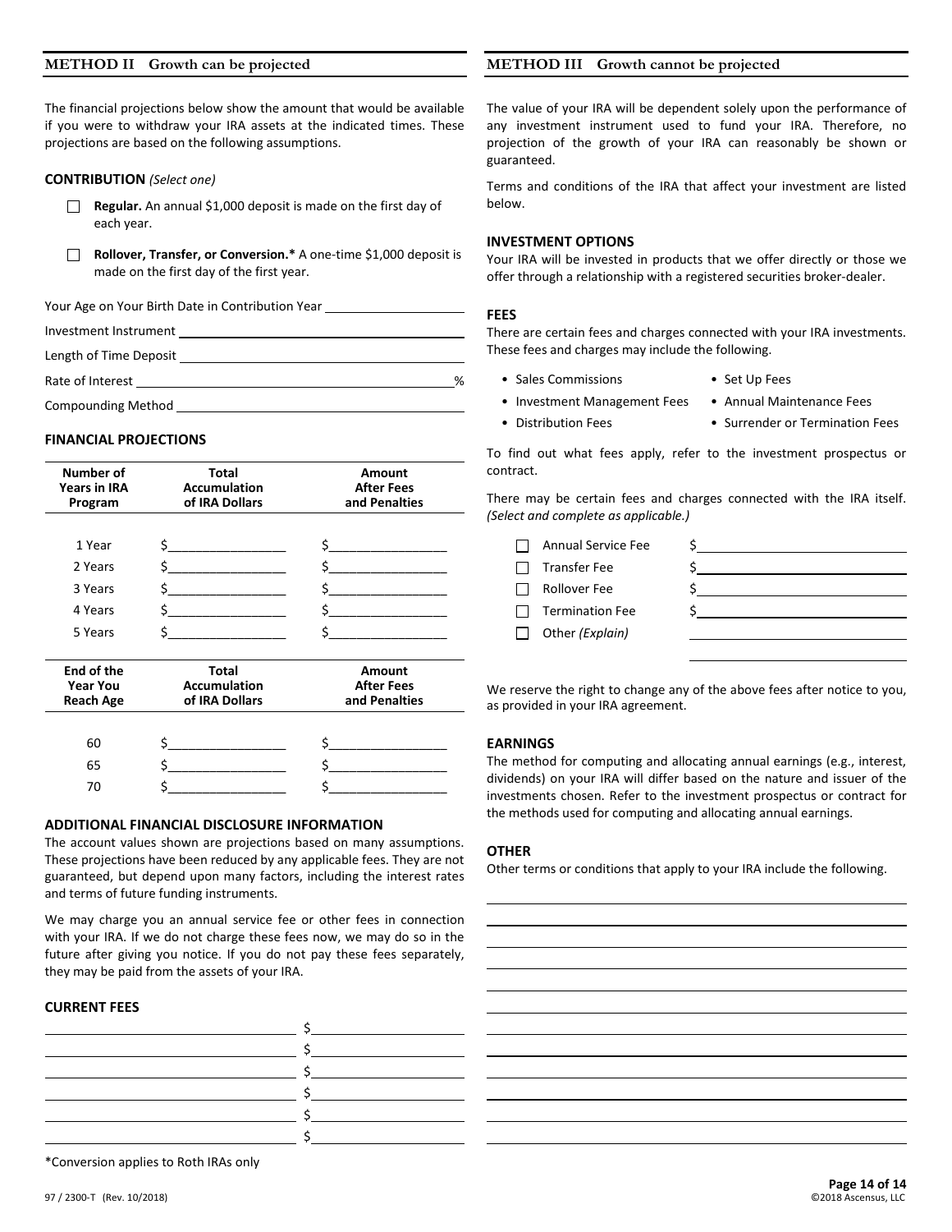## METHOD II Growth can be projected

The financial projections below show the amount that would be available if you were to withdraw your IRA assets at the indicated times. These projections are based on the following assumptions.

### CONTRIBUTION *(Select one)*

- ☐ **Regular.** An annual $1,000 deposit is made on the first day of each year.
- ☐ **Rollover, Transfer, or Conversion.*** A one-time $1,000 deposit is made on the first day of the first year.

Your Age on Your Birth Date in Contribution Year ____________________

Investment Instrument ____________________

Length of Time Deposit ____________________

Rate of Interest ____________________%

Compounding Method ____________________

### FINANCIAL PROJECTIONS

| Number of Years in IRA Program | Total Accumulation of IRA Dollars | Amount After Fees and Penalties |
|---|---|---|
| 1 Year | $________________ | $________________ |
| 2 Years | $________________ | $________________ |
| 3 Years | $________________ | $________________ |
| 4 Years | $________________ | $________________ |
| 5 Years | $________________ | $________________ |

| End of the Year You Reach Age | Total Accumulation of IRA Dollars | Amount After Fees and Penalties |
|---|---|---|
| 60 | $________________ | $________________ |
| 65 | $________________ | $________________ |
| 70 | $________________ | $________________ |

### ADDITIONAL FINANCIAL DISCLOSURE INFORMATION

The account values shown are projections based on many assumptions. These projections have been reduced by any applicable fees. They are not guaranteed, but depend upon many factors, including the interest rates and terms of future funding instruments.

We may charge you an annual service fee or other fees in connection with your IRA. If we do not charge these fees now, we may do so in the future after giving you notice. If you do not pay these fees separately, they may be paid from the assets of your IRA.

### CURRENT FEES

| | |
|---|---|
| ____________________ | $____________________ |
| ____________________ | $____________________ |
| ____________________ | $____________________ |
| ____________________ | $____________________ |
| ____________________ | $____________________ |
| ____________________ | $____________________ |

*Conversion applies to Roth IRAs only

## METHOD III Growth cannot be projected

The value of your IRA will be dependent solely upon the performance of any investment instrument used to fund your IRA. Therefore, no projection of the growth of your IRA can reasonably be shown or guaranteed.

Terms and conditions of the IRA that affect your investment are listed below.

### INVESTMENT OPTIONS

Your IRA will be invested in products that we offer directly or those we offer through a relationship with a registered securities broker-dealer.

### FEES

There are certain fees and charges connected with your IRA investments. These fees and charges may include the following.

- Sales Commissions
- Set Up Fees
- Investment Management Fees
- Annual Maintenance Fees
- Distribution Fees
- Surrender or Termination Fees

To find out what fees apply, refer to the investment prospectus or contract.

There may be certain fees and charges connected with the IRA itself. *(Select and complete as applicable.)*

- ☐ Annual Service Fee $____________________
- ☐ Transfer Fee $____________________
- ☐ Rollover Fee $____________________
- ☐ Termination Fee $____________________
- ☐ Other *(Explain)* ____________________

____________________

We reserve the right to change any of the above fees after notice to you, as provided in your IRA agreement.

### EARNINGS

The method for computing and allocating annual earnings (e.g., interest, dividends) on your IRA will differ based on the nature and issuer of the investments chosen. Refer to the investment prospectus or contract for the methods used for computing and allocating annual earnings.

### OTHER

Other terms or conditions that apply to your IRA include the following.

____________________

____________________

____________________

____________________

____________________

____________________

____________________

____________________

____________________

____________________

____________________

____________________

97 / 2300-T (Rev. 10/2018)

©2018 Ascensus, LLC